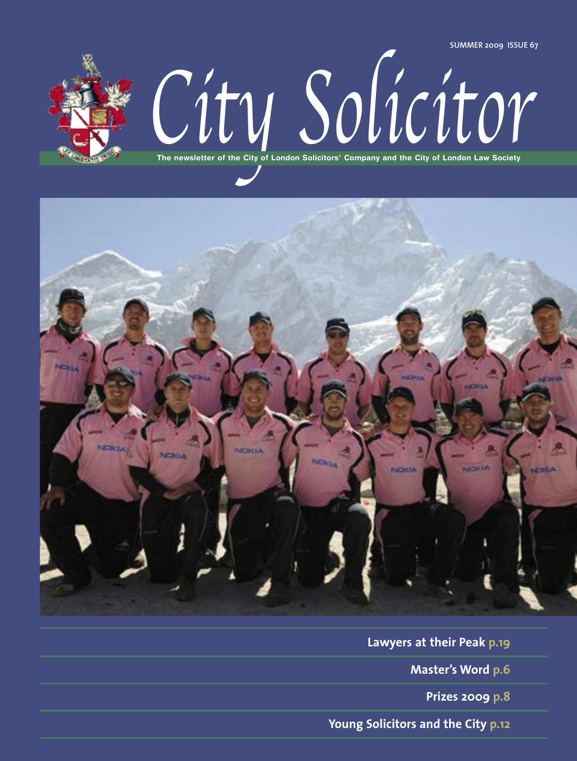SUMMER 2009 ISSUE 67

# City Solicitor

The newsletter of the City of London Solicitors' Company and the City of London Law Society

**Lawyers at their Peak p.19**

**Master's Word p.6**

**Prizes 2009 p.8**

**Young Solicitors and the City p.12**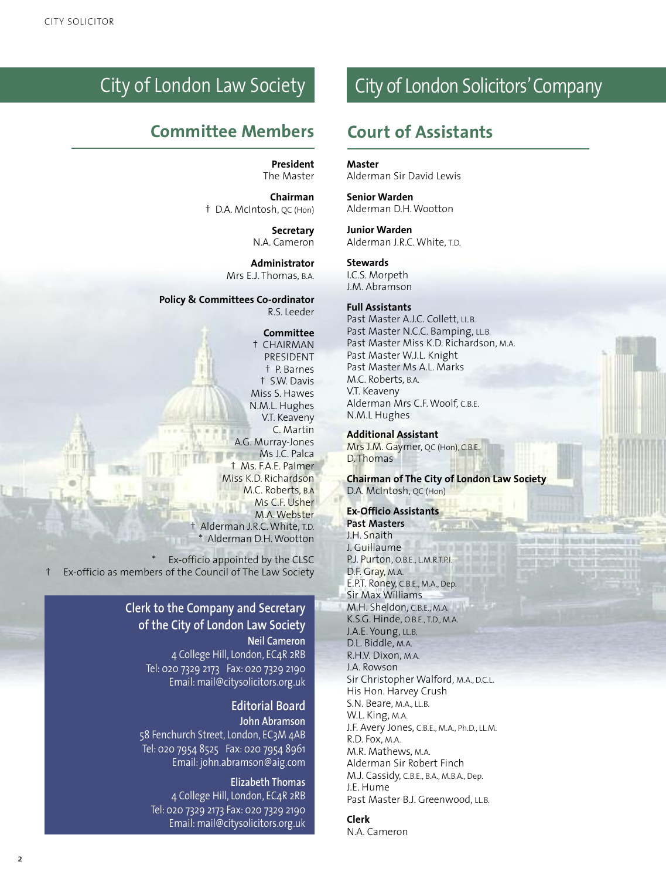# City of London Law Society

## Committee Members

**President**
The Master

**Chairman**
† D.A. McIntosh, QC (Hon)

**Secretary**
N.A. Cameron

**Administrator**
Mrs E.J. Thomas, B.A.

**Policy & Committees Co-ordinator**
R.S. Leeder

**Committee**
† CHAIRMAN
PRESIDENT
† P. Barnes
† S.W. Davis
Miss S. Hawes
N.M.L. Hughes
V.T. Keaveny
C. Martin
A.G. Murray-Jones
Ms J.C. Palca
† Ms. F.A.E. Palmer
Miss K.D. Richardson
M.C. Roberts, B.A
Ms C.F. Usher
M.A. Webster
† Alderman J.R.C. White, T.D.
* Alderman D.H. Wootton

\* Ex-officio appointed by the CLSC
† Ex-officio as members of the Council of The Law Society

### Clerk to the Company and Secretary of the City of London Law Society

**Neil Cameron**
4 College Hill, London, EC4R 2RB
Tel: 020 7329 2173 Fax: 020 7329 2190
Email: mail@citysolicitors.org.uk

### Editorial Board

**John Abramson**
58 Fenchurch Street, London, EC3M 4AB
Tel: 020 7954 8525 Fax: 020 7954 8961
Email: john.abramson@aig.com

**Elizabeth Thomas**
4 College Hill, London, EC4R 2RB
Tel: 020 7329 2173 Fax: 020 7329 2190
Email: mail@citysolicitors.org.uk

# City of London Solicitors' Company

## Court of Assistants

**Master**
Alderman Sir David Lewis

**Senior Warden**
Alderman D.H. Wootton

**Junior Warden**
Alderman J.R.C. White, T.D.

**Stewards**
I.C.S. Morpeth
J.M. Abramson

**Full Assistants**
Past Master A.J.C. Collett, LL.B.
Past Master N.C.C. Bamping, LL.B.
Past Master Miss K.D. Richardson, M.A.
Past Master W.J.L. Knight
Past Master Ms A.L. Marks
M.C. Roberts, B.A.
V.T. Keaveny
Alderman Mrs C.F. Woolf, C.B.E.
N.M.L Hughes

**Additional Assistant**
Mrs J.M. Gaymer, QC (Hon), C.B.E.
D. Thomas

**Chairman of The City of London Law Society**
D.A. McIntosh, QC (Hon)

**Ex-Officio Assistants**
**Past Masters**
J.H. Snaith
J. Guillaume
P.J. Purton, O.B.E., L.M.R.T.P.I.
D.F. Gray, M.A.
E.P.T. Roney, C.B.E., M.A., Dep.
Sir Max Williams
M.H. Sheldon, C.B.E., M.A.
K.S.G. Hinde, O.B.E., T.D., M.A.
J.A.E. Young, LL.B.
D.L. Biddle, M.A.
R.H.V. Dixon, M.A.
J.A. Rowson
Sir Christopher Walford, M.A., D.C.L.
His Hon. Harvey Crush
S.N. Beare, M.A., LL.B.
W.L. King, M.A.
J.F. Avery Jones, C.B.E., M.A., Ph.D., LL.M.
R.D. Fox, M.A.
M.R. Mathews, M.A.
Alderman Sir Robert Finch
M.J. Cassidy, C.B.E., B.A., M.B.A., Dep.
J.E. Hume
Past Master B.J. Greenwood, LL.B.

**Clerk**
N.A. Cameron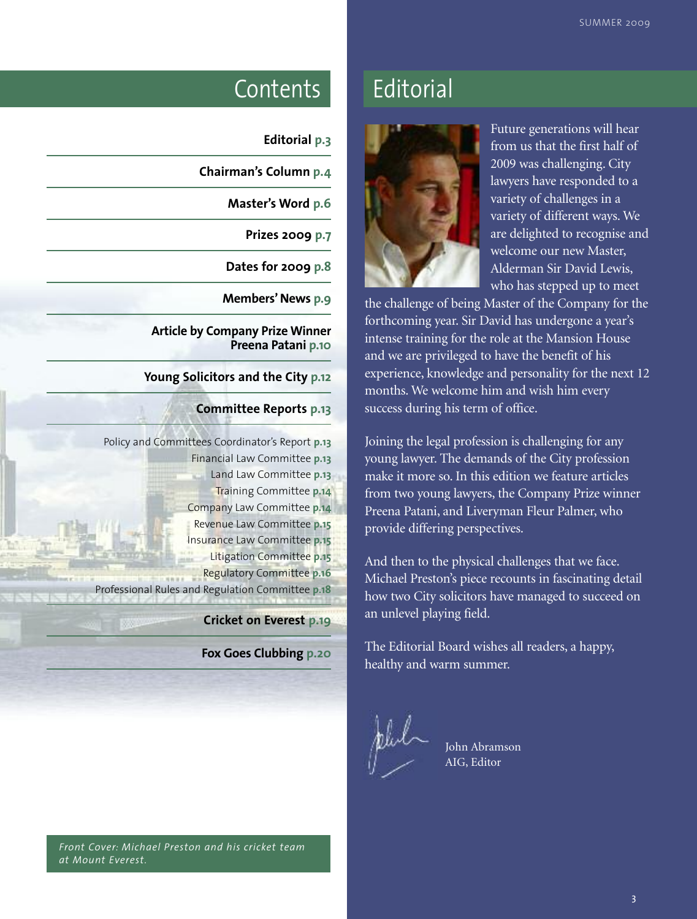# Contents

**Editorial** p.3

**Chairman's Column** p.4

**Master's Word** p.6

**Prizes 2009** p.7

**Dates for 2009** p.8

**Members' News** p.9

**Article by Company Prize Winner Preena Patani** p.10

**Young Solicitors and the City** p.12

**Committee Reports** p.13

- Policy and Committees Coordinator's Report p.13
- Financial Law Committee p.13
- Land Law Committee p.13
- Training Committee p.14
- Company Law Committee p.14
- Revenue Law Committee p.15
- Insurance Law Committee p.15
- Litigation Committee p.15
- Regulatory Committee p.16
- Professional Rules and Regulation Committee p.18

**Cricket on Everest** p.19

**Fox Goes Clubbing** p.20

*Front Cover: Michael Preston and his cricket team at Mount Everest.*

# Editorial

Future generations will hear from us that the first half of 2009 was challenging. City lawyers have responded to a variety of challenges in a variety of different ways. We are delighted to recognise and welcome our new Master, Alderman Sir David Lewis, who has stepped up to meet the challenge of being Master of the Company for the forthcoming year. Sir David has undergone a year's intense training for the role at the Mansion House and we are privileged to have the benefit of his experience, knowledge and personality for the next 12 months. We welcome him and wish him every success during his term of office.

Joining the legal profession is challenging for any young lawyer. The demands of the City profession make it more so. In this edition we feature articles from two young lawyers, the Company Prize winner Preena Patani, and Liveryman Fleur Palmer, who provide differing perspectives.

And then to the physical challenges that we face. Michael Preston's piece recounts in fascinating detail how two City solicitors have managed to succeed on an unlevel playing field.

The Editorial Board wishes all readers, a happy, healthy and warm summer.

John Abramson
AIG, Editor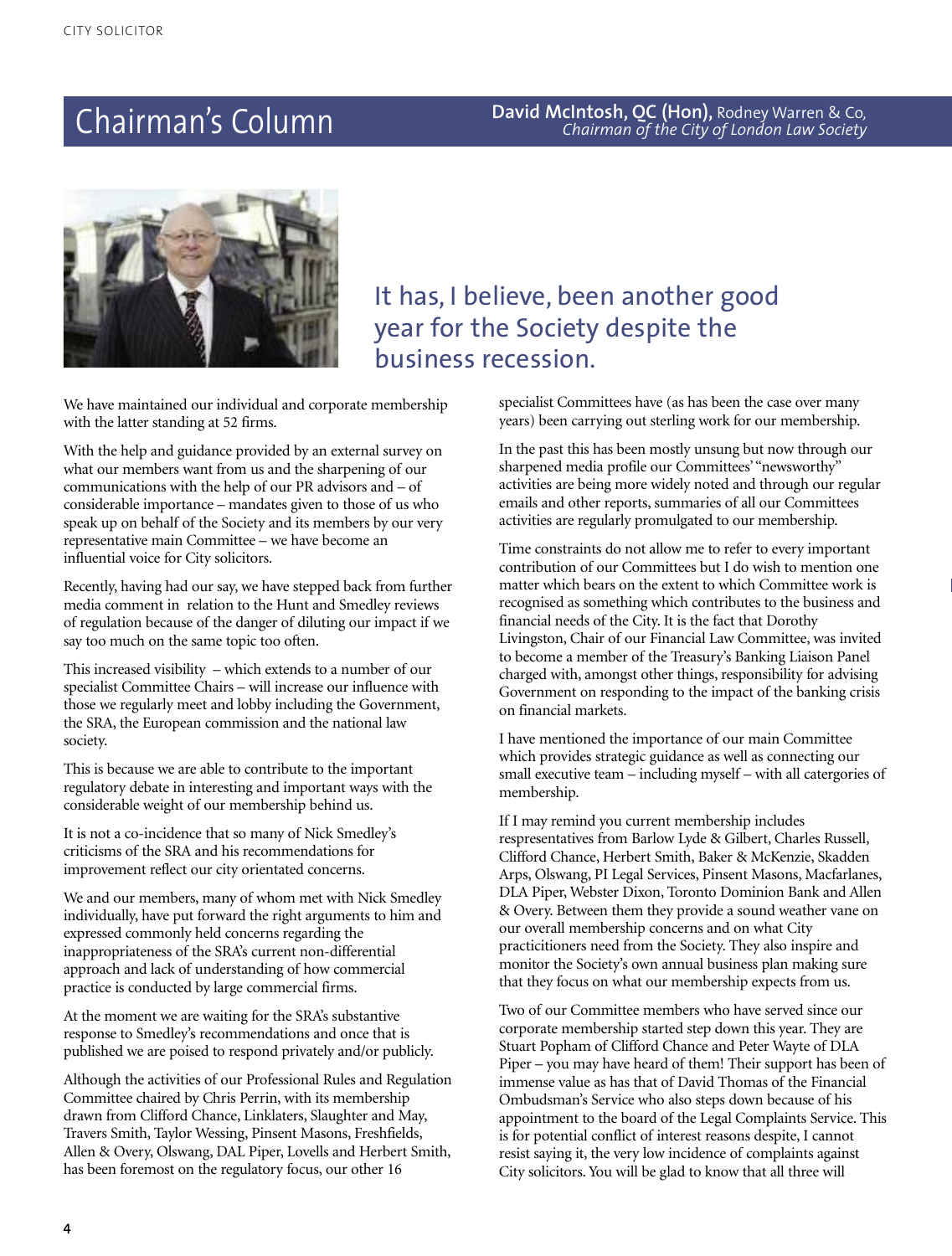# Chairman's Column

**David McIntosh, QC (Hon),** Rodney Warren & Co, *Chairman of the City of London Law Society*

## It has, I believe, been another good year for the Society despite the business recession.

We have maintained our individual and corporate membership with the latter standing at 52 firms.

With the help and guidance provided by an external survey on what our members want from us and the sharpening of our communications with the help of our PR advisors and – of considerable importance – mandates given to those of us who speak up on behalf of the Society and its members by our very representative main Committee – we have become an influential voice for City solicitors.

Recently, having had our say, we have stepped back from further media comment in relation to the Hunt and Smedley reviews of regulation because of the danger of diluting our impact if we say too much on the same topic too often.

This increased visibility – which extends to a number of our specialist Committee Chairs – will increase our influence with those we regularly meet and lobby including the Government, the SRA, the European commission and the national law society.

This is because we are able to contribute to the important regulatory debate in interesting and important ways with the considerable weight of our membership behind us.

It is not a co-incidence that so many of Nick Smedley's criticisms of the SRA and his recommendations for improvement reflect our city orientated concerns.

We and our members, many of whom met with Nick Smedley individually, have put forward the right arguments to him and expressed commonly held concerns regarding the inappropriateness of the SRA's current non-differential approach and lack of understanding of how commercial practice is conducted by large commercial firms.

At the moment we are waiting for the SRA's substantive response to Smedley's recommendations and once that is published we are poised to respond privately and/or publicly.

Although the activities of our Professional Rules and Regulation Committee chaired by Chris Perrin, with its membership drawn from Clifford Chance, Linklaters, Slaughter and May, Travers Smith, Taylor Wessing, Pinsent Masons, Freshfields, Allen & Overy, Olswang, DAL Piper, Lovells and Herbert Smith, has been foremost on the regulatory focus, our other 16 specialist Committees have (as has been the case over many years) been carrying out sterling work for our membership.

In the past this has been mostly unsung but now through our sharpened media profile our Committees' "newsworthy" activities are being more widely noted and through our regular emails and other reports, summaries of all our Committees activities are regularly promulgated to our membership.

Time constraints do not allow me to refer to every important contribution of our Committees but I do wish to mention one matter which bears on the extent to which Committee work is recognised as something which contributes to the business and financial needs of the City. It is the fact that Dorothy Livingston, Chair of our Financial Law Committee, was invited to become a member of the Treasury's Banking Liaison Panel charged with, amongst other things, responsibility for advising Government on responding to the impact of the banking crisis on financial markets.

I have mentioned the importance of our main Committee which provides strategic guidance as well as connecting our small executive team – including myself – with all catergories of membership.

If I may remind you current membership includes respresentatives from Barlow Lyde & Gilbert, Charles Russell, Clifford Chance, Herbert Smith, Baker & McKenzie, Skadden Arps, Olswang, PI Legal Services, Pinsent Masons, Macfarlanes, DLA Piper, Webster Dixon, Toronto Dominion Bank and Allen & Overy. Between them they provide a sound weather vane on our overall membership concerns and on what City practicitioners need from the Society. They also inspire and monitor the Society's own annual business plan making sure that they focus on what our membership expects from us.

Two of our Committee members who have served since our corporate membership started step down this year. They are Stuart Popham of Clifford Chance and Peter Wayte of DLA Piper – you may have heard of them! Their support has been of immense value as has that of David Thomas of the Financial Ombudsman's Service who also steps down because of his appointment to the board of the Legal Complaints Service. This is for potential conflict of interest reasons despite, I cannot resist saying it, the very low incidence of complaints against City solicitors. You will be glad to know that all three will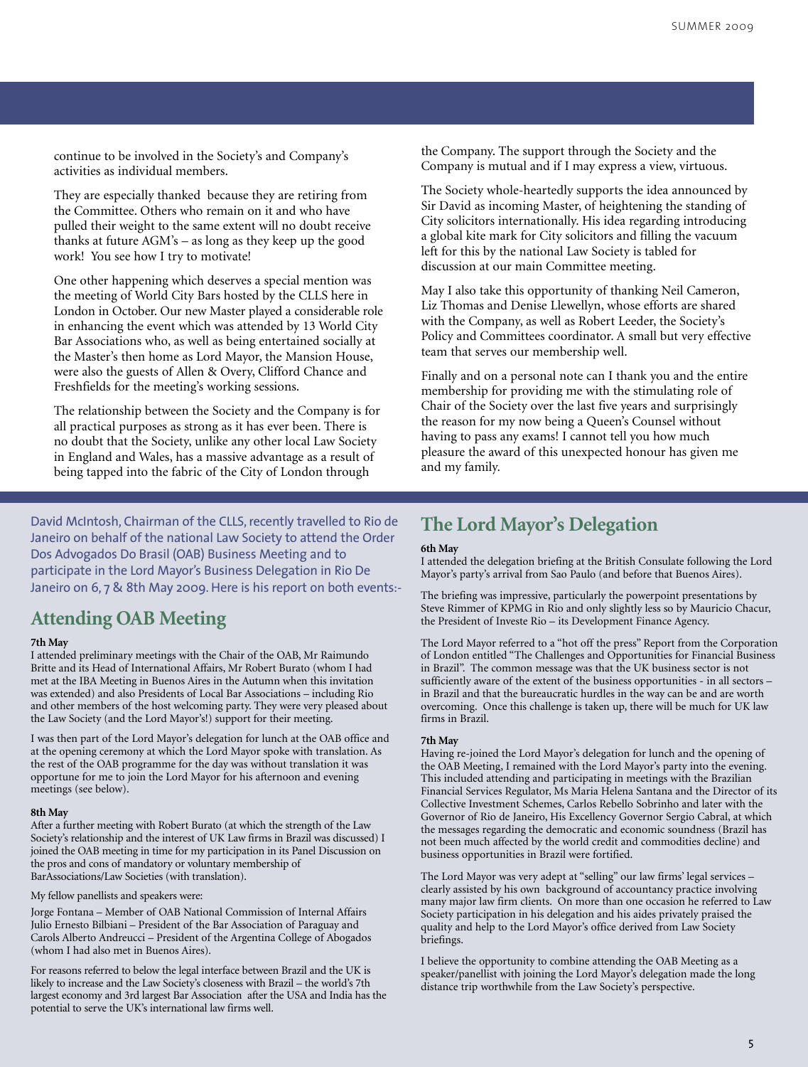continue to be involved in the Society's and Company's activities as individual members.

They are especially thanked because they are retiring from the Committee. Others who remain on it and who have pulled their weight to the same extent will no doubt receive thanks at future AGM's – as long as they keep up the good work! You see how I try to motivate!

One other happening which deserves a special mention was the meeting of World City Bars hosted by the CLLS here in London in October. Our new Master played a considerable role in enhancing the event which was attended by 13 World City Bar Associations who, as well as being entertained socially at the Master's then home as Lord Mayor, the Mansion House, were also the guests of Allen & Overy, Clifford Chance and Freshfields for the meeting's working sessions.

The relationship between the Society and the Company is for all practical purposes as strong as it has ever been. There is no doubt that the Society, unlike any other local Law Society in England and Wales, has a massive advantage as a result of being tapped into the fabric of the City of London through the Company. The support through the Society and the Company is mutual and if I may express a view, virtuous.

The Society whole-heartedly supports the idea announced by Sir David as incoming Master, of heightening the standing of City solicitors internationally. His idea regarding introducing a global kite mark for City solicitors and filling the vacuum left for this by the national Law Society is tabled for discussion at our main Committee meeting.

May I also take this opportunity of thanking Neil Cameron, Liz Thomas and Denise Llewellyn, whose efforts are shared with the Company, as well as Robert Leeder, the Society's Policy and Committees coordinator. A small but very effective team that serves our membership well.

Finally and on a personal note can I thank you and the entire membership for providing me with the stimulating role of Chair of the Society over the last five years and surprisingly the reason for my now being a Queen's Counsel without having to pass any exams! I cannot tell you how much pleasure the award of this unexpected honour has given me and my family.

David McIntosh, Chairman of the CLLS, recently travelled to Rio de Janeiro on behalf of the national Law Society to attend the Order Dos Advogados Do Brasil (OAB) Business Meeting and to participate in the Lord Mayor's Business Delegation in Rio De Janeiro on 6, 7 & 8th May 2009. Here is his report on both events:-

## Attending OAB Meeting

**7th May**

I attended preliminary meetings with the Chair of the OAB, Mr Raimundo Britte and its Head of International Affairs, Mr Robert Burato (whom I had met at the IBA Meeting in Buenos Aires in the Autumn when this invitation was extended) and also Presidents of Local Bar Associations – including Rio and other members of the host welcoming party. They were very pleased about the Law Society (and the Lord Mayor's!) support for their meeting.

I was then part of the Lord Mayor's delegation for lunch at the OAB office and at the opening ceremony at which the Lord Mayor spoke with translation. As the rest of the OAB programme for the day was without translation it was opportune for me to join the Lord Mayor for his afternoon and evening meetings (see below).

**8th May**

After a further meeting with Robert Burato (at which the strength of the Law Society's relationship and the interest of UK Law firms in Brazil was discussed) I joined the OAB meeting in time for my participation in its Panel Discussion on the pros and cons of mandatory or voluntary membership of BarAssociations/Law Societies (with translation).

My fellow panellists and speakers were:

Jorge Fontana – Member of OAB National Commission of Internal Affairs
Julio Ernesto Bilbiani – President of the Bar Association of Paraguay and
Carols Alberto Andreucci – President of the Argentina College of Abogados (whom I had also met in Buenos Aires).

For reasons referred to below the legal interface between Brazil and the UK is likely to increase and the Law Society's closeness with Brazil – the world's 7th largest economy and 3rd largest Bar Association after the USA and India has the potential to serve the UK's international law firms well.

## The Lord Mayor's Delegation

**6th May**

I attended the delegation briefing at the British Consulate following the Lord Mayor's party's arrival from Sao Paulo (and before that Buenos Aires).

The briefing was impressive, particularly the powerpoint presentations by Steve Rimmer of KPMG in Rio and only slightly less so by Mauricio Chacur, the President of Investe Rio – its Development Finance Agency.

The Lord Mayor referred to a "hot off the press" Report from the Corporation of London entitled "The Challenges and Opportunities for Financial Business in Brazil". The common message was that the UK business sector is not sufficiently aware of the extent of the business opportunities - in all sectors – in Brazil and that the bureaucratic hurdles in the way can be and are worth overcoming. Once this challenge is taken up, there will be much for UK law firms in Brazil.

**7th May**

Having re-joined the Lord Mayor's delegation for lunch and the opening of the OAB Meeting, I remained with the Lord Mayor's party into the evening. This included attending and participating in meetings with the Brazilian Financial Services Regulator, Ms Maria Helena Santana and the Director of its Collective Investment Schemes, Carlos Rebello Sobrinho and later with the Governor of Rio de Janeiro, His Excellency Governor Sergio Cabral, at which the messages regarding the democratic and economic soundness (Brazil has not been much affected by the world credit and commodities decline) and business opportunities in Brazil were fortified.

The Lord Mayor was very adept at "selling" our law firms' legal services – clearly assisted by his own background of accountancy practice involving many major law firm clients. On more than one occasion he referred to Law Society participation in his delegation and his aides privately praised the quality and help to the Lord Mayor's office derived from Law Society briefings.

I believe the opportunity to combine attending the OAB Meeting as a speaker/panellist with joining the Lord Mayor's delegation made the long distance trip worthwhile from the Law Society's perspective.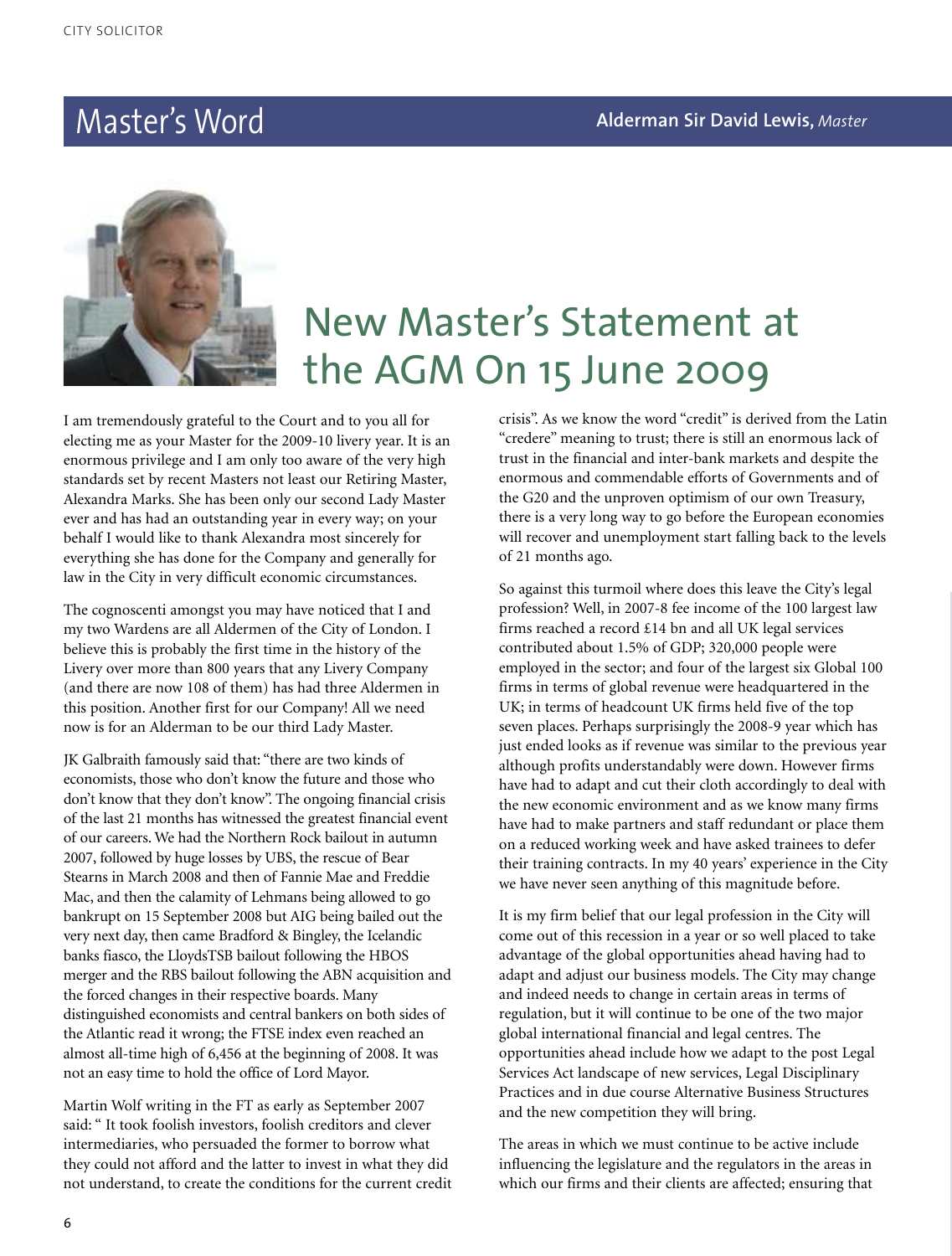## Master's Word

**Alderman Sir David Lewis,** *Master*

# New Master's Statement at the AGM On 15 June 2009

I am tremendously grateful to the Court and to you all for electing me as your Master for the 2009-10 livery year. It is an enormous privilege and I am only too aware of the very high standards set by recent Masters not least our Retiring Master, Alexandra Marks. She has been only our second Lady Master ever and has had an outstanding year in every way; on your behalf I would like to thank Alexandra most sincerely for everything she has done for the Company and generally for law in the City in very difficult economic circumstances.

The cognoscenti amongst you may have noticed that I and my two Wardens are all Aldermen of the City of London. I believe this is probably the first time in the history of the Livery over more than 800 years that any Livery Company (and there are now 108 of them) has had three Aldermen in this position. Another first for our Company! All we need now is for an Alderman to be our third Lady Master.

JK Galbraith famously said that: "there are two kinds of economists, those who don't know the future and those who don't know that they don't know". The ongoing financial crisis of the last 21 months has witnessed the greatest financial event of our careers. We had the Northern Rock bailout in autumn 2007, followed by huge losses by UBS, the rescue of Bear Stearns in March 2008 and then of Fannie Mae and Freddie Mac, and then the calamity of Lehmans being allowed to go bankrupt on 15 September 2008 but AIG being bailed out the very next day, then came Bradford & Bingley, the Icelandic banks fiasco, the LloydsTSB bailout following the HBOS merger and the RBS bailout following the ABN acquisition and the forced changes in their respective boards. Many distinguished economists and central bankers on both sides of the Atlantic read it wrong; the FTSE index even reached an almost all-time high of 6,456 at the beginning of 2008. It was not an easy time to hold the office of Lord Mayor.

Martin Wolf writing in the FT as early as September 2007 said: " It took foolish investors, foolish creditors and clever intermediaries, who persuaded the former to borrow what they could not afford and the latter to invest in what they did not understand, to create the conditions for the current credit crisis". As we know the word "credit" is derived from the Latin "credere" meaning to trust; there is still an enormous lack of trust in the financial and inter-bank markets and despite the enormous and commendable efforts of Governments and of the G20 and the unproven optimism of our own Treasury, there is a very long way to go before the European economies will recover and unemployment start falling back to the levels of 21 months ago.

So against this turmoil where does this leave the City's legal profession? Well, in 2007-8 fee income of the 100 largest law firms reached a record £14 bn and all UK legal services contributed about 1.5% of GDP; 320,000 people were employed in the sector; and four of the largest six Global 100 firms in terms of global revenue were headquartered in the UK; in terms of headcount UK firms held five of the top seven places. Perhaps surprisingly the 2008-9 year which has just ended looks as if revenue was similar to the previous year although profits understandably were down. However firms have had to adapt and cut their cloth accordingly to deal with the new economic environment and as we know many firms have had to make partners and staff redundant or place them on a reduced working week and have asked trainees to defer their training contracts. In my 40 years' experience in the City we have never seen anything of this magnitude before.

It is my firm belief that our legal profession in the City will come out of this recession in a year or so well placed to take advantage of the global opportunities ahead having had to adapt and adjust our business models. The City may change and indeed needs to change in certain areas in terms of regulation, but it will continue to be one of the two major global international financial and legal centres. The opportunities ahead include how we adapt to the post Legal Services Act landscape of new services, Legal Disciplinary Practices and in due course Alternative Business Structures and the new competition they will bring.

The areas in which we must continue to be active include influencing the legislature and the regulators in the areas in which our firms and their clients are affected; ensuring that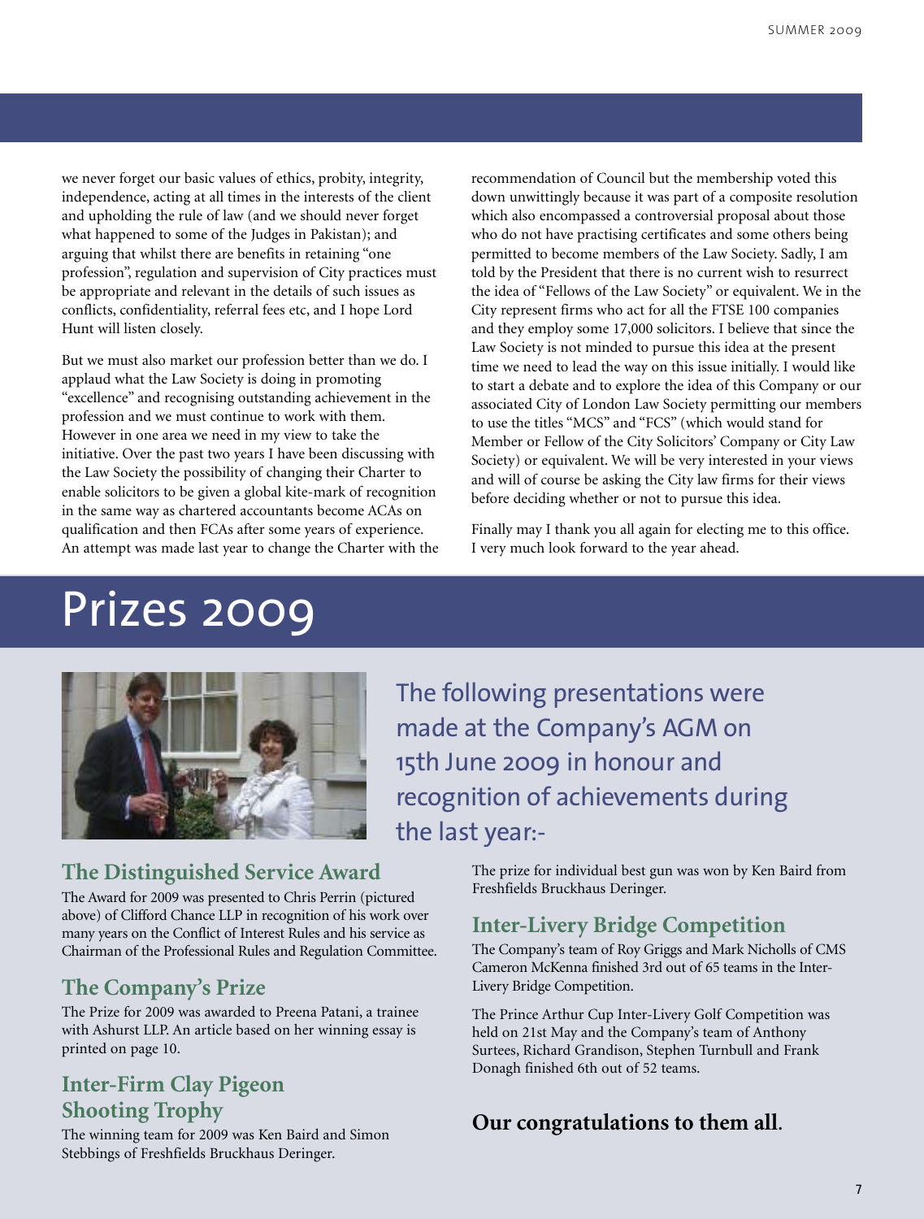we never forget our basic values of ethics, probity, integrity, independence, acting at all times in the interests of the client and upholding the rule of law (and we should never forget what happened to some of the Judges in Pakistan); and arguing that whilst there are benefits in retaining "one profession", regulation and supervision of City practices must be appropriate and relevant in the details of such issues as conflicts, confidentiality, referral fees etc, and I hope Lord Hunt will listen closely.

But we must also market our profession better than we do. I applaud what the Law Society is doing in promoting "excellence" and recognising outstanding achievement in the profession and we must continue to work with them. However in one area we need in my view to take the initiative. Over the past two years I have been discussing with the Law Society the possibility of changing their Charter to enable solicitors to be given a global kite-mark of recognition in the same way as chartered accountants become ACAs on qualification and then FCAs after some years of experience. An attempt was made last year to change the Charter with the recommendation of Council but the membership voted this down unwittingly because it was part of a composite resolution which also encompassed a controversial proposal about those who do not have practising certificates and some others being permitted to become members of the Law Society. Sadly, I am told by the President that there is no current wish to resurrect the idea of "Fellows of the Law Society" or equivalent. We in the City represent firms who act for all the FTSE 100 companies and they employ some 17,000 solicitors. I believe that since the Law Society is not minded to pursue this idea at the present time we need to lead the way on this issue initially. I would like to start a debate and to explore the idea of this Company or our associated City of London Law Society permitting our members to use the titles "MCS" and "FCS" (which would stand for Member or Fellow of the City Solicitors' Company or City Law Society) or equivalent. We will be very interested in your views and will of course be asking the City law firms for their views before deciding whether or not to pursue this idea.

Finally may I thank you all again for electing me to this office. I very much look forward to the year ahead.

# Prizes 2009

The following presentations were made at the Company's AGM on 15th June 2009 in honour and recognition of achievements during the last year:-

## The Distinguished Service Award

The Award for 2009 was presented to Chris Perrin (pictured above) of Clifford Chance LLP in recognition of his work over many years on the Conflict of Interest Rules and his service as Chairman of the Professional Rules and Regulation Committee.

## The Company's Prize

The Prize for 2009 was awarded to Preena Patani, a trainee with Ashurst LLP. An article based on her winning essay is printed on page 10.

## Inter-Firm Clay Pigeon Shooting Trophy

The winning team for 2009 was Ken Baird and Simon Stebbings of Freshfields Bruckhaus Deringer.

The prize for individual best gun was won by Ken Baird from Freshfields Bruckhaus Deringer.

## Inter-Livery Bridge Competition

The Company's team of Roy Griggs and Mark Nicholls of CMS Cameron McKenna finished 3rd out of 65 teams in the Inter-Livery Bridge Competition.

The Prince Arthur Cup Inter-Livery Golf Competition was held on 21st May and the Company's team of Anthony Surtees, Richard Grandison, Stephen Turnbull and Frank Donagh finished 6th out of 52 teams.

**Our congratulations to them all.**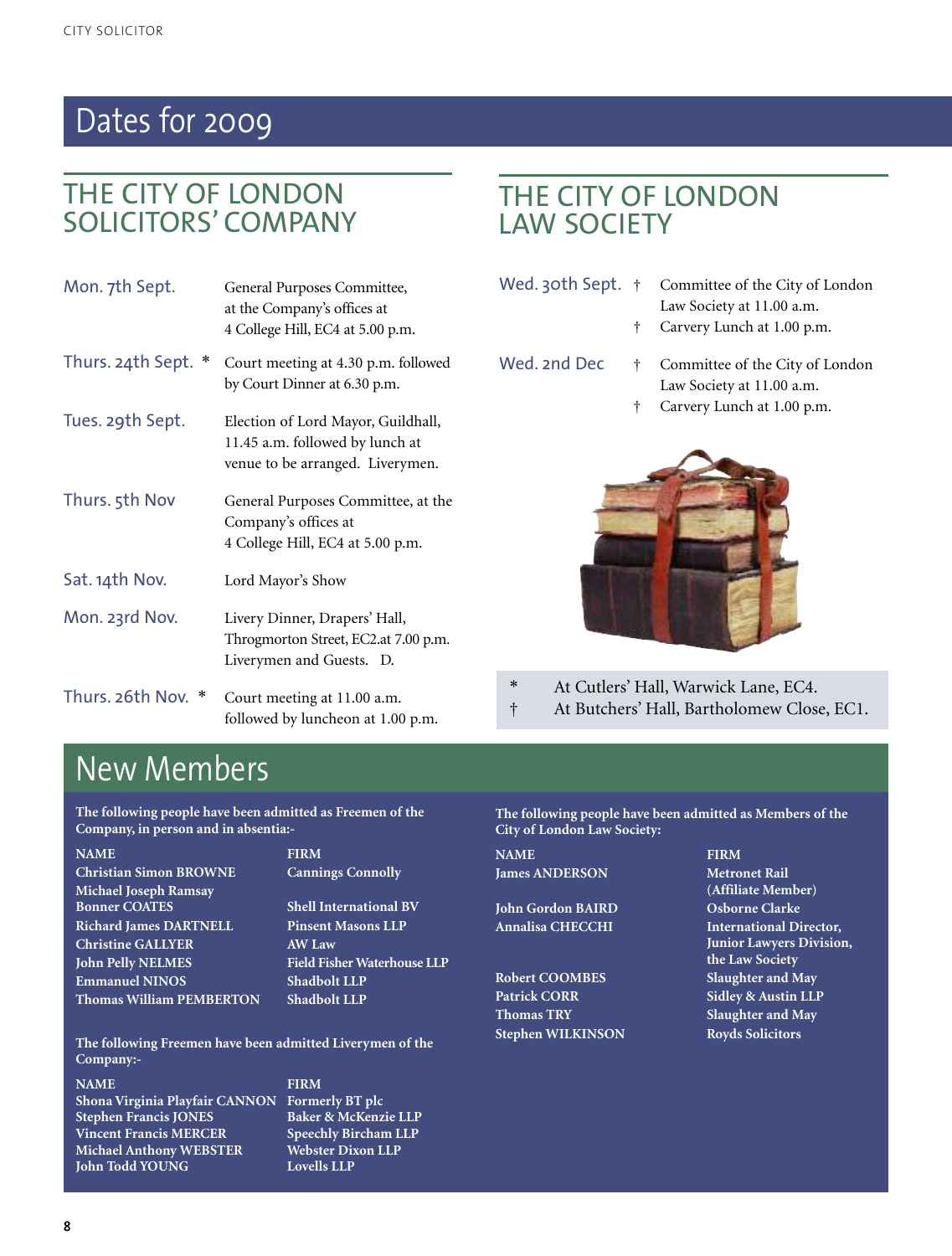# Dates for 2009

## THE CITY OF LONDON SOLICITORS' COMPANY

| | |
|---|---|
| Mon. 7th Sept. | General Purposes Committee, at the Company's offices at 4 College Hill, EC4 at 5.00 p.m. |
| Thurs. 24th Sept. * | Court meeting at 4.30 p.m. followed by Court Dinner at 6.30 p.m. |
| Tues. 29th Sept. | Election of Lord Mayor, Guildhall, 11.45 a.m. followed by lunch at venue to be arranged. Liverymen. |
| Thurs. 5th Nov | General Purposes Committee, at the Company's offices at 4 College Hill, EC4 at 5.00 p.m. |
| Sat. 14th Nov. | Lord Mayor's Show |
| Mon. 23rd Nov. | Livery Dinner, Drapers' Hall, Throgmorton Street, EC2.at 7.00 p.m. Liverymen and Guests. D. |
| Thurs. 26th Nov. * | Court meeting at 11.00 a.m. followed by luncheon at 1.00 p.m. |

## THE CITY OF LONDON LAW SOCIETY

| | |
|---|---|
| Wed. 30th Sept. | † Committee of the City of London Law Society at 11.00 a.m.<br>† Carvery Lunch at 1.00 p.m. |
| Wed. 2nd Dec | † Committee of the City of London Law Society at 11.00 a.m.<br>† Carvery Lunch at 1.00 p.m. |

\* At Cutlers' Hall, Warwick Lane, EC4.
† At Butchers' Hall, Bartholomew Close, EC1.

# New Members

**The following people have been admitted as Freemen of the Company, in person and in absentia:-**

| NAME | FIRM |
|---|---|
| Christian Simon BROWNE | Cannings Connolly |
| Michael Joseph Ramsay Bonner COATES | Shell International BV |
| Richard James DARTNELL | Pinsent Masons LLP |
| Christine GALLYER | AW Law |
| John Pelly NELMES | Field Fisher Waterhouse LLP |
| Emmanuel NINOS | Shadbolt LLP |
| Thomas William PEMBERTON | Shadbolt LLP |

**The following Freemen have been admitted Liverymen of the Company:-**

| NAME | FIRM |
|---|---|
| Shona Virginia Playfair CANNON | Formerly BT plc |
| Stephen Francis JONES | Baker & McKenzie LLP |
| Vincent Francis MERCER | Speechly Bircham LLP |
| Michael Anthony WEBSTER | Webster Dixon LLP |
| John Todd YOUNG | Lovells LLP |

**The following people have been admitted as Members of the City of London Law Society:**

| NAME | FIRM |
|---|---|
| James ANDERSON | Metronet Rail (Affiliate Member) |
| John Gordon BAIRD | Osborne Clarke |
| Annalisa CHECCHI | International Director, Junior Lawyers Division, the Law Society |
| Robert COOMBES | Slaughter and May |
| Patrick CORR | Sidley & Austin LLP |
| Thomas TRY | Slaughter and May |
| Stephen WILKINSON | Royds Solicitors |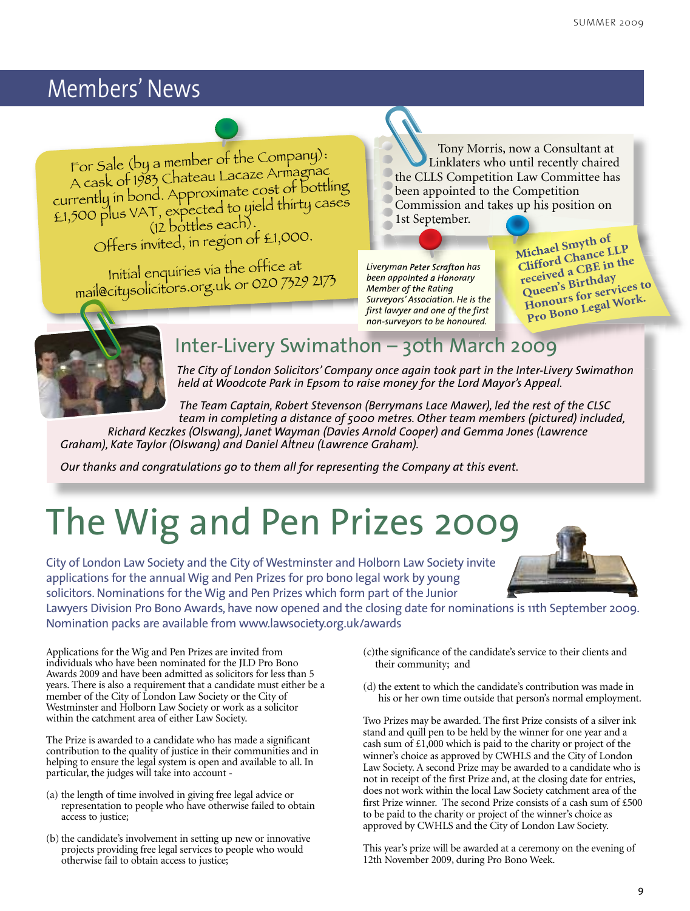# Members' News

For Sale (by a member of the Company): A cask of 1983 Chateau Lacaze Armagnac currently in bond. Approximate cost of bottling £1,500 plus VAT, expected to yield thirty cases (12 bottles each).

Offers invited, in region of £1,000.

Initial enquiries via the office at mail@citysolicitors.org.uk or 020 7329 2173

Tony Morris, now a Consultant at Linklaters who until recently chaired the CLLS Competition Law Committee has been appointed to the Competition Commission and takes up his position on 1st September.

*Liveryman Peter Scrafton has been appointed a Honorary Member of the Rating Surveyors' Association. He is the first lawyer and one of the first non-surveyors to be honoured.*

**Michael Smyth of Clifford Chance LLP received a CBE in the Queen's Birthday Honours for services to Pro Bono Legal Work.**

## Inter-Livery Swimathon – 30th March 2009

*The City of London Solicitors' Company once again took part in the Inter-Livery Swimathon held at Woodcote Park in Epsom to raise money for the Lord Mayor's Appeal.*

*The Team Captain, Robert Stevenson (Berrymans Lace Mawer), led the rest of the CLSC team in completing a distance of 5000 metres. Other team members (pictured) included, Richard Keczkes (Olswang), Janet Wayman (Davies Arnold Cooper) and Gemma Jones (Lawrence Graham), Kate Taylor (Olswang) and Daniel Altneu (Lawrence Graham).*

*Our thanks and congratulations go to them all for representing the Company at this event.*

# The Wig and Pen Prizes 2009

City of London Law Society and the City of Westminster and Holborn Law Society invite applications for the annual Wig and Pen Prizes for pro bono legal work by young solicitors. Nominations for the Wig and Pen Prizes which form part of the Junior Lawyers Division Pro Bono Awards, have now opened and the closing date for nominations is 11th September 2009. Nomination packs are available from www.lawsociety.org.uk/awards

Applications for the Wig and Pen Prizes are invited from individuals who have been nominated for the JLD Pro Bono Awards 2009 and have been admitted as solicitors for less than 5 years. There is also a requirement that a candidate must either be a member of the City of London Law Society or the City of Westminster and Holborn Law Society or work as a solicitor within the catchment area of either Law Society.

The Prize is awarded to a candidate who has made a significant contribution to the quality of justice in their communities and in helping to ensure the legal system is open and available to all. In particular, the judges will take into account -

(a) the length of time involved in giving free legal advice or representation to people who have otherwise failed to obtain access to justice;

(b) the candidate's involvement in setting up new or innovative projects providing free legal services to people who would otherwise fail to obtain access to justice;

(c) the significance of the candidate's service to their clients and their community; and

(d) the extent to which the candidate's contribution was made in his or her own time outside that person's normal employment.

Two Prizes may be awarded. The first Prize consists of a silver ink stand and quill pen to be held by the winner for one year and a cash sum of £1,000 which is paid to the charity or project of the winner's choice as approved by CWHLS and the City of London Law Society. A second Prize may be awarded to a candidate who is not in receipt of the first Prize and, at the closing date for entries, does not work within the local Law Society catchment area of the first Prize winner. The second Prize consists of a cash sum of £500 to be paid to the charity or project of the winner's choice as approved by CWHLS and the City of London Law Society.

This year's prize will be awarded at a ceremony on the evening of 12th November 2009, during Pro Bono Week.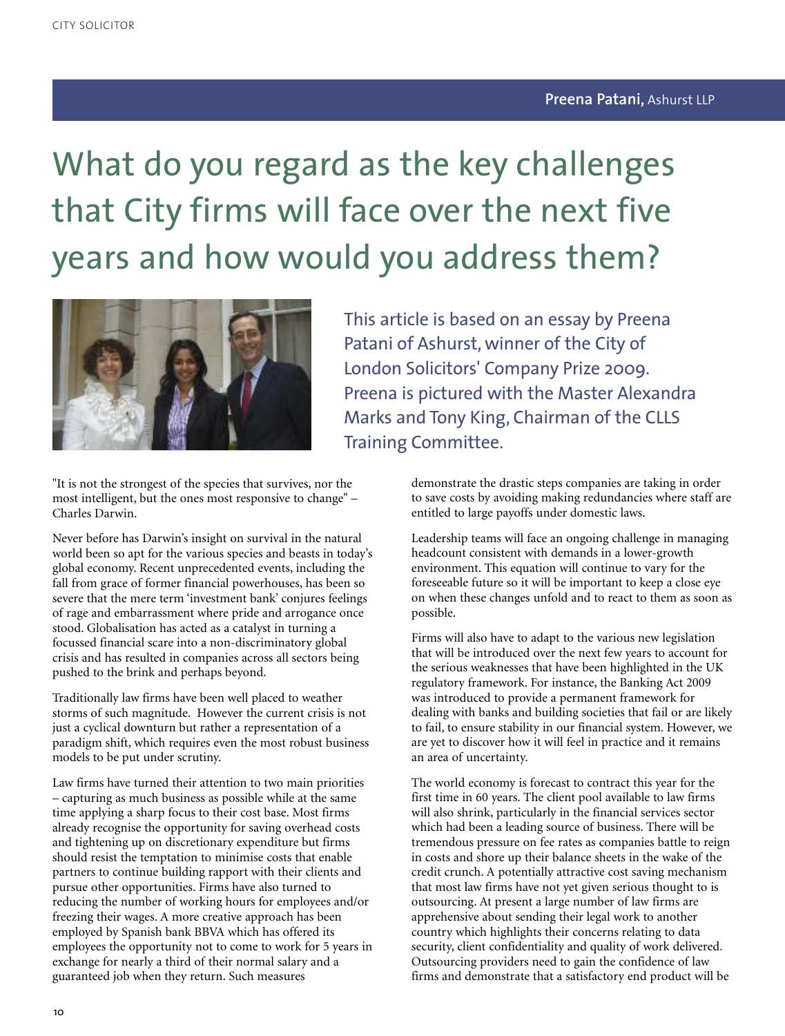**Preena Patani,** Ashurst LLP

# What do you regard as the key challenges that City firms will face over the next five years and how would you address them?

This article is based on an essay by Preena Patani of Ashurst, winner of the City of London Solicitors' Company Prize 2009. Preena is pictured with the Master Alexandra Marks and Tony King, Chairman of the CLLS Training Committee.

"It is not the strongest of the species that survives, nor the most intelligent, but the ones most responsive to change" – Charles Darwin.

Never before has Darwin's insight on survival in the natural world been so apt for the various species and beasts in today's global economy. Recent unprecedented events, including the fall from grace of former financial powerhouses, has been so severe that the mere term 'investment bank' conjures feelings of rage and embarrassment where pride and arrogance once stood. Globalisation has acted as a catalyst in turning a focussed financial scare into a non-discriminatory global crisis and has resulted in companies across all sectors being pushed to the brink and perhaps beyond.

Traditionally law firms have been well placed to weather storms of such magnitude. However the current crisis is not just a cyclical downturn but rather a representation of a paradigm shift, which requires even the most robust business models to be put under scrutiny.

Law firms have turned their attention to two main priorities – capturing as much business as possible while at the same time applying a sharp focus to their cost base. Most firms already recognise the opportunity for saving overhead costs and tightening up on discretionary expenditure but firms should resist the temptation to minimise costs that enable partners to continue building rapport with their clients and pursue other opportunities. Firms have also turned to reducing the number of working hours for employees and/or freezing their wages. A more creative approach has been employed by Spanish bank BBVA which has offered its employees the opportunity not to come to work for 5 years in exchange for nearly a third of their normal salary and a guaranteed job when they return. Such measures demonstrate the drastic steps companies are taking in order to save costs by avoiding making redundancies where staff are entitled to large payoffs under domestic laws.

Leadership teams will face an ongoing challenge in managing headcount consistent with demands in a lower-growth environment. This equation will continue to vary for the foreseeable future so it will be important to keep a close eye on when these changes unfold and to react to them as soon as possible.

Firms will also have to adapt to the various new legislation that will be introduced over the next few years to account for the serious weaknesses that have been highlighted in the UK regulatory framework. For instance, the Banking Act 2009 was introduced to provide a permanent framework for dealing with banks and building societies that fail or are likely to fail, to ensure stability in our financial system. However, we are yet to discover how it will feel in practice and it remains an area of uncertainty.

The world economy is forecast to contract this year for the first time in 60 years. The client pool available to law firms will also shrink, particularly in the financial services sector which had been a leading source of business. There will be tremendous pressure on fee rates as companies battle to reign in costs and shore up their balance sheets in the wake of the credit crunch. A potentially attractive cost saving mechanism that most law firms have not yet given serious thought to is outsourcing. At present a large number of law firms are apprehensive about sending their legal work to another country which highlights their concerns relating to data security, client confidentiality and quality of work delivered. Outsourcing providers need to gain the confidence of law firms and demonstrate that a satisfactory end product will be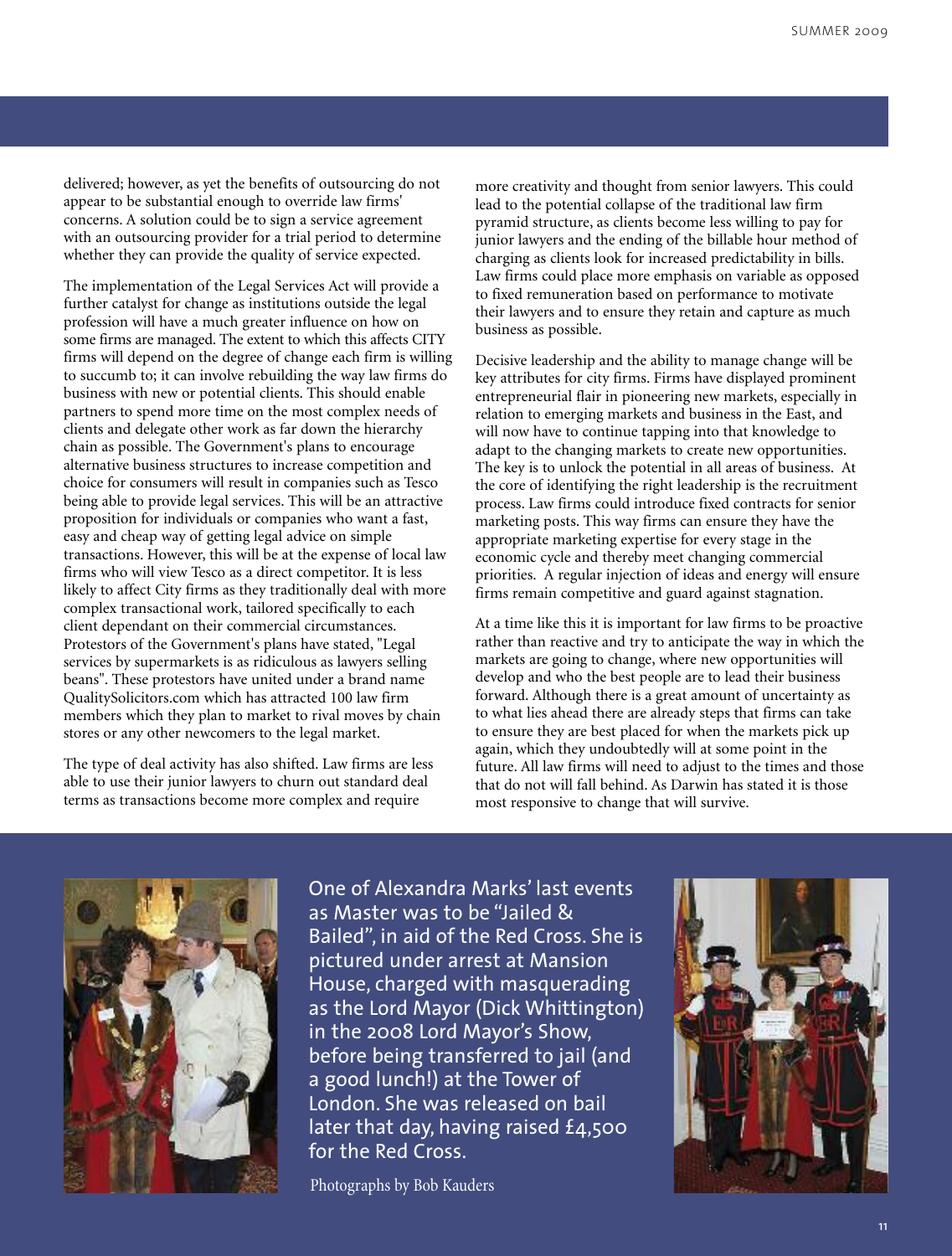delivered; however, as yet the benefits of outsourcing do not appear to be substantial enough to override law firms' concerns. A solution could be to sign a service agreement with an outsourcing provider for a trial period to determine whether they can provide the quality of service expected.

The implementation of the Legal Services Act will provide a further catalyst for change as institutions outside the legal profession will have a much greater influence on how on some firms are managed. The extent to which this affects CITY firms will depend on the degree of change each firm is willing to succumb to; it can involve rebuilding the way law firms do business with new or potential clients. This should enable partners to spend more time on the most complex needs of clients and delegate other work as far down the hierarchy chain as possible. The Government's plans to encourage alternative business structures to increase competition and choice for consumers will result in companies such as Tesco being able to provide legal services. This will be an attractive proposition for individuals or companies who want a fast, easy and cheap way of getting legal advice on simple transactions. However, this will be at the expense of local law firms who will view Tesco as a direct competitor. It is less likely to affect City firms as they traditionally deal with more complex transactional work, tailored specifically to each client dependant on their commercial circumstances. Protestors of the Government's plans have stated, "Legal services by supermarkets is as ridiculous as lawyers selling beans". These protestors have united under a brand name QualitySolicitors.com which has attracted 100 law firm members which they plan to market to rival moves by chain stores or any other newcomers to the legal market.

The type of deal activity has also shifted. Law firms are less able to use their junior lawyers to churn out standard deal terms as transactions become more complex and require more creativity and thought from senior lawyers. This could lead to the potential collapse of the traditional law firm pyramid structure, as clients become less willing to pay for junior lawyers and the ending of the billable hour method of charging as clients look for increased predictability in bills. Law firms could place more emphasis on variable as opposed to fixed remuneration based on performance to motivate their lawyers and to ensure they retain and capture as much business as possible.

Decisive leadership and the ability to manage change will be key attributes for city firms. Firms have displayed prominent entrepreneurial flair in pioneering new markets, especially in relation to emerging markets and business in the East, and will now have to continue tapping into that knowledge to adapt to the changing markets to create new opportunities. The key is to unlock the potential in all areas of business. At the core of identifying the right leadership is the recruitment process. Law firms could introduce fixed contracts for senior marketing posts. This way firms can ensure they have the appropriate marketing expertise for every stage in the economic cycle and thereby meet changing commercial priorities. A regular injection of ideas and energy will ensure firms remain competitive and guard against stagnation.

At a time like this it is important for law firms to be proactive rather than reactive and try to anticipate the way in which the markets are going to change, where new opportunities will develop and who the best people are to lead their business forward. Although there is a great amount of uncertainty as to what lies ahead there are already steps that firms can take to ensure they are best placed for when the markets pick up again, which they undoubtedly will at some point in the future. All law firms will need to adjust to the times and those that do not will fall behind. As Darwin has stated it is those most responsive to change that will survive.

One of Alexandra Marks' last events as Master was to be "Jailed & Bailed", in aid of the Red Cross. She is pictured under arrest at Mansion House, charged with masquerading as the Lord Mayor (Dick Whittington) in the 2008 Lord Mayor's Show, before being transferred to jail (and a good lunch!) at the Tower of London. She was released on bail later that day, having raised £4,500 for the Red Cross.

Photographs by Bob Kauders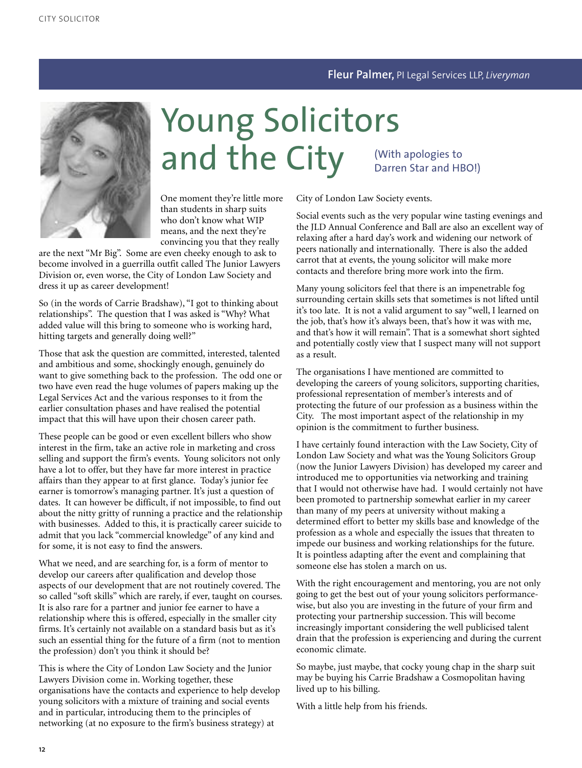**Fleur Palmer,** PI Legal Services LLP, *Liveryman*

# Young Solicitors and the City

(With apologies to Darren Star and HBO!)

One moment they're little more than students in sharp suits who don't know what WIP means, and the next they're convincing you that they really are the next "Mr Big". Some are even cheeky enough to ask to become involved in a guerrilla outfit called The Junior Lawyers Division or, even worse, the City of London Law Society and dress it up as career development!

So (in the words of Carrie Bradshaw), "I got to thinking about relationships". The question that I was asked is "Why? What added value will this bring to someone who is working hard, hitting targets and generally doing well?"

Those that ask the question are committed, interested, talented and ambitious and some, shockingly enough, genuinely do want to give something back to the profession. The odd one or two have even read the huge volumes of papers making up the Legal Services Act and the various responses to it from the earlier consultation phases and have realised the potential impact that this will have upon their chosen career path.

These people can be good or even excellent billers who show interest in the firm, take an active role in marketing and cross selling and support the firm's events. Young solicitors not only have a lot to offer, but they have far more interest in practice affairs than they appear to at first glance. Today's junior fee earner is tomorrow's managing partner. It's just a question of dates. It can however be difficult, if not impossible, to find out about the nitty gritty of running a practice and the relationship with businesses. Added to this, it is practically career suicide to admit that you lack "commercial knowledge" of any kind and for some, it is not easy to find the answers.

What we need, and are searching for, is a form of mentor to develop our careers after qualification and develop those aspects of our development that are not routinely covered. The so called "soft skills" which are rarely, if ever, taught on courses. It is also rare for a partner and junior fee earner to have a relationship where this is offered, especially in the smaller city firms. It's certainly not available on a standard basis but as it's such an essential thing for the future of a firm (not to mention the profession) don't you think it should be?

This is where the City of London Law Society and the Junior Lawyers Division come in. Working together, these organisations have the contacts and experience to help develop young solicitors with a mixture of training and social events and in particular, introducing them to the principles of networking (at no exposure to the firm's business strategy) at City of London Law Society events.

Social events such as the very popular wine tasting evenings and the JLD Annual Conference and Ball are also an excellent way of relaxing after a hard day's work and widening our network of peers nationally and internationally. There is also the added carrot that at events, the young solicitor will make more contacts and therefore bring more work into the firm.

Many young solicitors feel that there is an impenetrable fog surrounding certain skills sets that sometimes is not lifted until it's too late. It is not a valid argument to say "well, I learned on the job, that's how it's always been, that's how it was with me, and that's how it will remain". That is a somewhat short sighted and potentially costly view that I suspect many will not support as a result.

The organisations I have mentioned are committed to developing the careers of young solicitors, supporting charities, professional representation of member's interests and of protecting the future of our profession as a business within the City. The most important aspect of the relationship in my opinion is the commitment to further business.

I have certainly found interaction with the Law Society, City of London Law Society and what was the Young Solicitors Group (now the Junior Lawyers Division) has developed my career and introduced me to opportunities via networking and training that I would not otherwise have had. I would certainly not have been promoted to partnership somewhat earlier in my career than many of my peers at university without making a determined effort to better my skills base and knowledge of the profession as a whole and especially the issues that threaten to impede our business and working relationships for the future. It is pointless adapting after the event and complaining that someone else has stolen a march on us.

With the right encouragement and mentoring, you are not only going to get the best out of your young solicitors performance-wise, but also you are investing in the future of your firm and protecting your partnership succession. This will become increasingly important considering the well publicised talent drain that the profession is experiencing and during the current economic climate.

So maybe, just maybe, that cocky young chap in the sharp suit may be buying his Carrie Bradshaw a Cosmopolitan having lived up to his billing.

With a little help from his friends.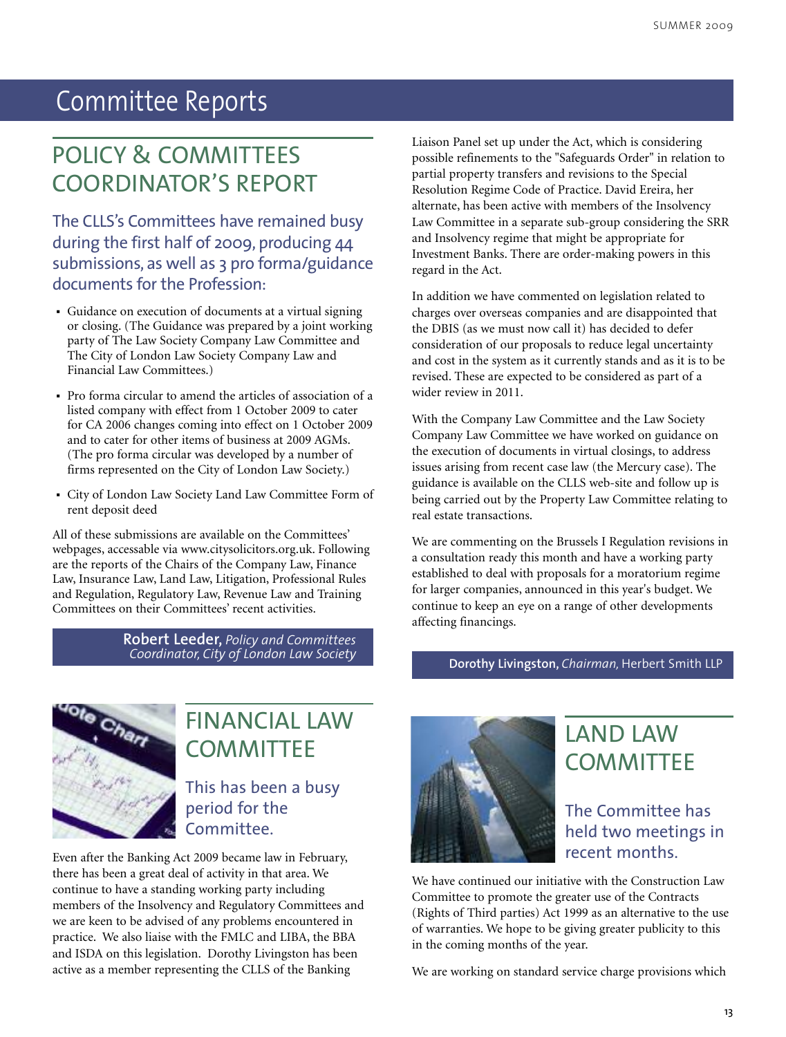# Committee Reports

## POLICY & COMMITTEES COORDINATOR'S REPORT

### The CLLS's Committees have remained busy during the first half of 2009, producing 44 submissions, as well as 3 pro forma/guidance documents for the Profession:

- Guidance on execution of documents at a virtual signing or closing. (The Guidance was prepared by a joint working party of The Law Society Company Law Committee and The City of London Law Society Company Law and Financial Law Committees.)
- Pro forma circular to amend the articles of association of a listed company with effect from 1 October 2009 to cater for CA 2006 changes coming into effect on 1 October 2009 and to cater for other items of business at 2009 AGMs. (The pro forma circular was developed by a number of firms represented on the City of London Law Society.)
- City of London Law Society Land Law Committee Form of rent deposit deed

All of these submissions are available on the Committees' webpages, accessable via www.citysolicitors.org.uk. Following are the reports of the Chairs of the Company Law, Finance Law, Insurance Law, Land Law, Litigation, Professional Rules and Regulation, Regulatory Law, Revenue Law and Training Committees on their Committees' recent activities.

**Robert Leeder,** *Policy and Committees Coordinator, City of London Law Society*

## FINANCIAL LAW COMMITTEE

### This has been a busy period for the Committee.

Even after the Banking Act 2009 became law in February, there has been a great deal of activity in that area. We continue to have a standing working party including members of the Insolvency and Regulatory Committees and we are keen to be advised of any problems encountered in practice. We also liaise with the FMLC and LIBA, the BBA and ISDA on this legislation. Dorothy Livingston has been active as a member representing the CLLS of the Banking Liaison Panel set up under the Act, which is considering possible refinements to the "Safeguards Order" in relation to partial property transfers and revisions to the Special Resolution Regime Code of Practice. David Ereira, her alternate, has been active with members of the Insolvency Law Committee in a separate sub-group considering the SRR and Insolvency regime that might be appropriate for Investment Banks. There are order-making powers in this regard in the Act.

In addition we have commented on legislation related to charges over overseas companies and are disappointed that the DBIS (as we must now call it) has decided to defer consideration of our proposals to reduce legal uncertainty and cost in the system as it currently stands and as it is to be revised. These are expected to be considered as part of a wider review in 2011.

With the Company Law Committee and the Law Society Company Law Committee we have worked on guidance on the execution of documents in virtual closings, to address issues arising from recent case law (the Mercury case). The guidance is available on the CLLS web-site and follow up is being carried out by the Property Law Committee relating to real estate transactions.

We are commenting on the Brussels I Regulation revisions in a consultation ready this month and have a working party established to deal with proposals for a moratorium regime for larger companies, announced in this year's budget. We continue to keep an eye on a range of other developments affecting financings.

**Dorothy Livingston,** *Chairman,* Herbert Smith LLP

## LAND LAW COMMITTEE

### The Committee has held two meetings in recent months.

We have continued our initiative with the Construction Law Committee to promote the greater use of the Contracts (Rights of Third parties) Act 1999 as an alternative to the use of warranties. We hope to be giving greater publicity to this in the coming months of the year.

We are working on standard service charge provisions which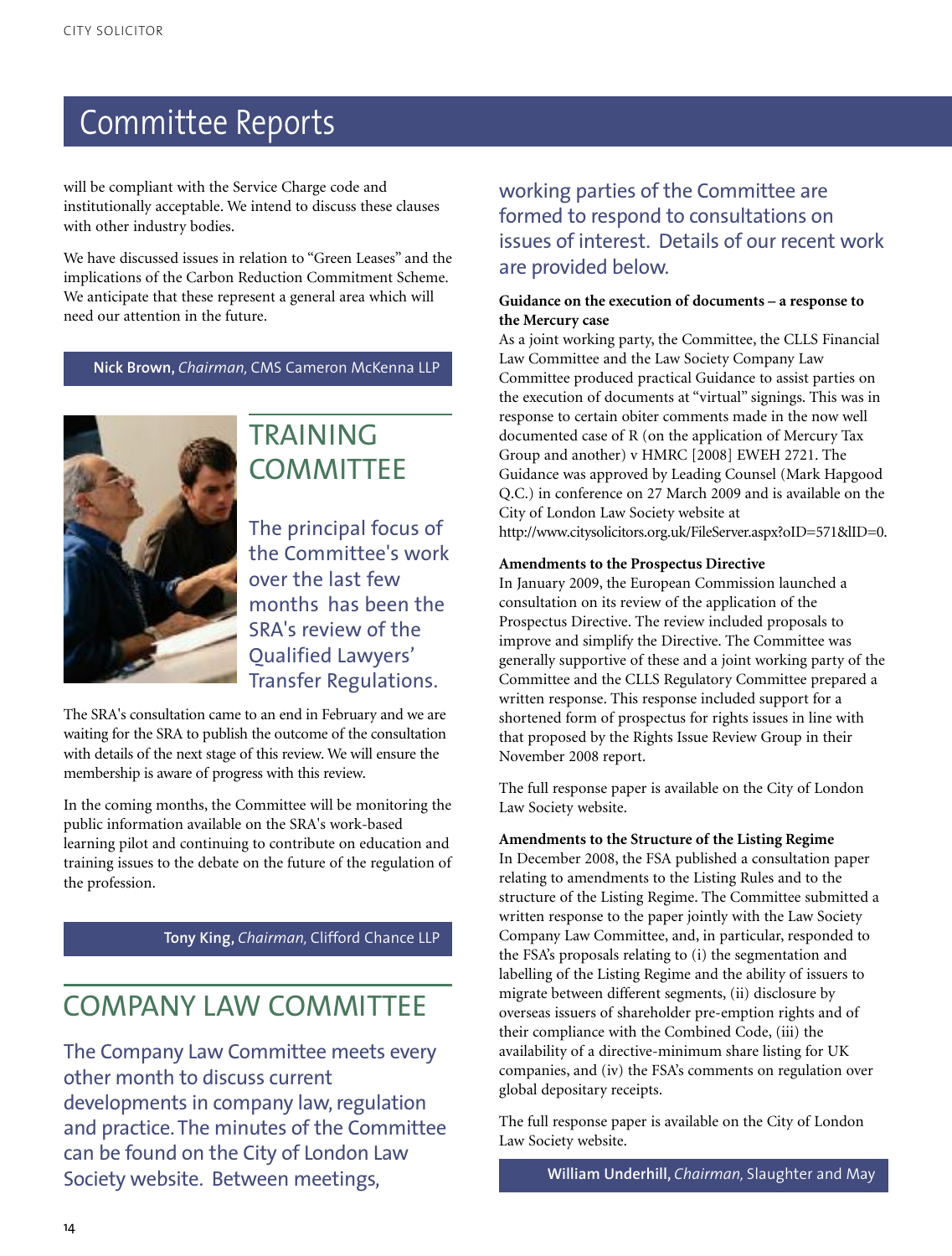## Committee Reports

will be compliant with the Service Charge code and institutionally acceptable. We intend to discuss these clauses with other industry bodies.

We have discussed issues in relation to "Green Leases" and the implications of the Carbon Reduction Commitment Scheme. We anticipate that these represent a general area which will need our attention in the future.

**Nick Brown,** *Chairman,* CMS Cameron McKenna LLP

## TRAINING COMMITTEE

The principal focus of the Committee's work over the last few months has been the SRA's review of the Qualified Lawyers' Transfer Regulations.

The SRA's consultation came to an end in February and we are waiting for the SRA to publish the outcome of the consultation with details of the next stage of this review. We will ensure the membership is aware of progress with this review.

In the coming months, the Committee will be monitoring the public information available on the SRA's work-based learning pilot and continuing to contribute on education and training issues to the debate on the future of the regulation of the profession.

**Tony King,** *Chairman,* Clifford Chance LLP

## COMPANY LAW COMMITTEE

The Company Law Committee meets every other month to discuss current developments in company law, regulation and practice. The minutes of the Committee can be found on the City of London Law Society website. Between meetings, working parties of the Committee are formed to respond to consultations on issues of interest. Details of our recent work are provided below.

**Guidance on the execution of documents – a response to the Mercury case**

As a joint working party, the Committee, the CLLS Financial Law Committee and the Law Society Company Law Committee produced practical Guidance to assist parties on the execution of documents at "virtual" signings. This was in response to certain obiter comments made in the now well documented case of R (on the application of Mercury Tax Group and another) v HMRC [2008] EWEH 2721. The Guidance was approved by Leading Counsel (Mark Hapgood Q.C.) in conference on 27 March 2009 and is available on the City of London Law Society website at http://www.citysolicitors.org.uk/FileServer.aspx?oID=571&lID=0.

**Amendments to the Prospectus Directive**

In January 2009, the European Commission launched a consultation on its review of the application of the Prospectus Directive. The review included proposals to improve and simplify the Directive. The Committee was generally supportive of these and a joint working party of the Committee and the CLLS Regulatory Committee prepared a written response. This response included support for a shortened form of prospectus for rights issues in line with that proposed by the Rights Issue Review Group in their November 2008 report.

The full response paper is available on the City of London Law Society website.

**Amendments to the Structure of the Listing Regime**

In December 2008, the FSA published a consultation paper relating to amendments to the Listing Rules and to the structure of the Listing Regime. The Committee submitted a written response to the paper jointly with the Law Society Company Law Committee, and, in particular, responded to the FSA's proposals relating to (i) the segmentation and labelling of the Listing Regime and the ability of issuers to migrate between different segments, (ii) disclosure by overseas issuers of shareholder pre-emption rights and of their compliance with the Combined Code, (iii) the availability of a directive-minimum share listing for UK companies, and (iv) the FSA's comments on regulation over global depositary receipts.

The full response paper is available on the City of London Law Society website.

**William Underhill,** *Chairman,* Slaughter and May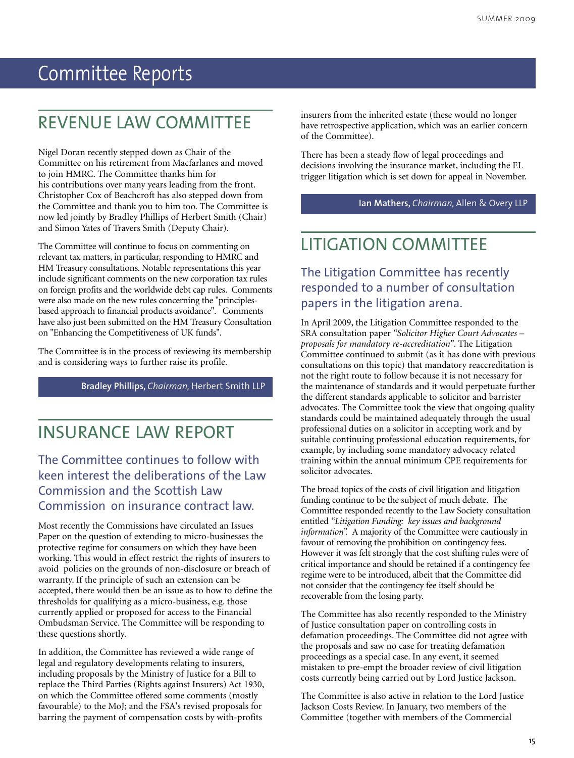# Committee Reports

## REVENUE LAW COMMITTEE

Nigel Doran recently stepped down as Chair of the Committee on his retirement from Macfarlanes and moved to join HMRC. The Committee thanks him for his contributions over many years leading from the front. Christopher Cox of Beachcroft has also stepped down from the Committee and thank you to him too. The Committee is now led jointly by Bradley Phillips of Herbert Smith (Chair) and Simon Yates of Travers Smith (Deputy Chair).

The Committee will continue to focus on commenting on relevant tax matters, in particular, responding to HMRC and HM Treasury consultations. Notable representations this year include significant comments on the new corporation tax rules on foreign profits and the worldwide debt cap rules. Comments were also made on the new rules concerning the "principles-based approach to financial products avoidance". Comments have also just been submitted on the HM Treasury Consultation on "Enhancing the Competitiveness of UK funds".

The Committee is in the process of reviewing its membership and is considering ways to further raise its profile.

**Bradley Phillips,** *Chairman,* Herbert Smith LLP

## INSURANCE LAW REPORT

### The Committee continues to follow with keen interest the deliberations of the Law Commission and the Scottish Law Commission on insurance contract law.

Most recently the Commissions have circulated an Issues Paper on the question of extending to micro-businesses the protective regime for consumers on which they have been working. This would in effect restrict the rights of insurers to avoid policies on the grounds of non-disclosure or breach of warranty. If the principle of such an extension can be accepted, there would then be an issue as to how to define the thresholds for qualifying as a micro-business, e.g. those currently applied or proposed for access to the Financial Ombudsman Service. The Committee will be responding to these questions shortly.

In addition, the Committee has reviewed a wide range of legal and regulatory developments relating to insurers, including proposals by the Ministry of Justice for a Bill to replace the Third Parties (Rights against Insurers) Act 1930, on which the Committee offered some comments (mostly favourable) to the MoJ; and the FSA's revised proposals for barring the payment of compensation costs by with-profits insurers from the inherited estate (these would no longer have retrospective application, which was an earlier concern of the Committee).

There has been a steady flow of legal proceedings and decisions involving the insurance market, including the EL trigger litigation which is set down for appeal in November.

**Ian Mathers,** *Chairman,* Allen & Overy LLP

## LITIGATION COMMITTEE

### The Litigation Committee has recently responded to a number of consultation papers in the litigation arena.

In April 2009, the Litigation Committee responded to the SRA consultation paper *"Solicitor Higher Court Advocates – proposals for mandatory re-accreditation"*. The Litigation Committee continued to submit (as it has done with previous consultations on this topic) that mandatory reaccreditation is not the right route to follow because it is not necessary for the maintenance of standards and it would perpetuate further the different standards applicable to solicitor and barrister advocates. The Committee took the view that ongoing quality standards could be maintained adequately through the usual professional duties on a solicitor in accepting work and by suitable continuing professional education requirements, for example, by including some mandatory advocacy related training within the annual minimum CPE requirements for solicitor advocates.

The broad topics of the costs of civil litigation and litigation funding continue to be the subject of much debate. The Committee responded recently to the Law Society consultation entitled *"Litigation Funding: key issues and background information"*. A majority of the Committee were cautiously in favour of removing the prohibition on contingency fees. However it was felt strongly that the cost shifting rules were of critical importance and should be retained if a contingency fee regime were to be introduced, albeit that the Committee did not consider that the contingency fee itself should be recoverable from the losing party.

The Committee has also recently responded to the Ministry of Justice consultation paper on controlling costs in defamation proceedings. The Committee did not agree with the proposals and saw no case for treating defamation proceedings as a special case. In any event, it seemed mistaken to pre-empt the broader review of civil litigation costs currently being carried out by Lord Justice Jackson.

The Committee is also active in relation to the Lord Justice Jackson Costs Review. In January, two members of the Committee (together with members of the Commercial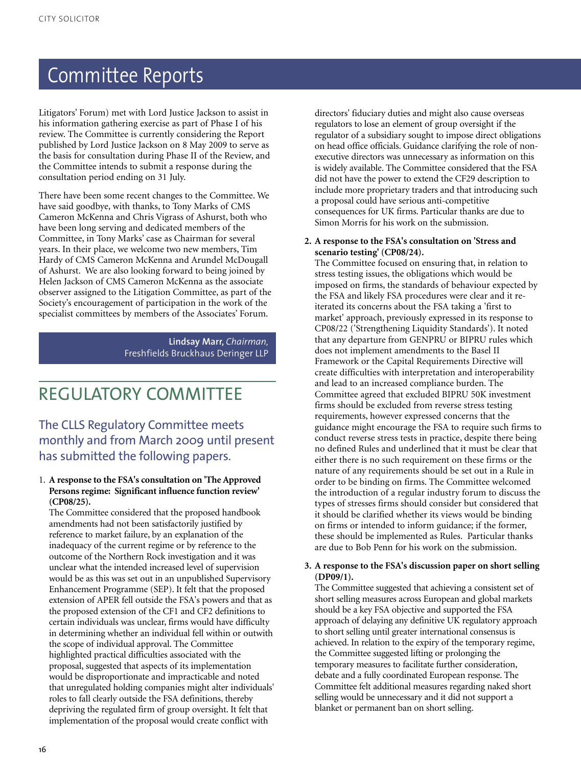# Committee Reports

Litigators' Forum) met with Lord Justice Jackson to assist in his information gathering exercise as part of Phase I of his review. The Committee is currently considering the Report published by Lord Justice Jackson on 8 May 2009 to serve as the basis for consultation during Phase II of the Review, and the Committee intends to submit a response during the consultation period ending on 31 July.

There have been some recent changes to the Committee. We have said goodbye, with thanks, to Tony Marks of CMS Cameron McKenna and Chris Vigrass of Ashurst, both who have been long serving and dedicated members of the Committee, in Tony Marks' case as Chairman for several years. In their place, we welcome two new members, Tim Hardy of CMS Cameron McKenna and Arundel McDougall of Ashurst. We are also looking forward to being joined by Helen Jackson of CMS Cameron McKenna as the associate observer assigned to the Litigation Committee, as part of the Society's encouragement of participation in the work of the specialist committees by members of the Associates' Forum.

**Lindsay Marr,** *Chairman,*
Freshfields Bruckhaus Deringer LLP

## REGULATORY COMMITTEE

### The CLLS Regulatory Committee meets monthly and from March 2009 until present has submitted the following papers.

1. **A response to the FSA's consultation on 'The Approved Persons regime: Significant influence function review' (CP08/25).**
   The Committee considered that the proposed handbook amendments had not been satisfactorily justified by reference to market failure, by an explanation of the inadequacy of the current regime or by reference to the outcome of the Northern Rock investigation and it was unclear what the intended increased level of supervision would be as this was set out in an unpublished Supervisory Enhancement Programme (SEP). It felt that the proposed extension of APER fell outside the FSA's powers and that as the proposed extension of the CF1 and CF2 definitions to certain individuals was unclear, firms would have difficulty in determining whether an individual fell within or outwith the scope of individual approval. The Committee highlighted practical difficulties associated with the proposal, suggested that aspects of its implementation would be disproportionate and impracticable and noted that unregulated holding companies might alter individuals' roles to fall clearly outside the FSA definitions, thereby depriving the regulated firm of group oversight. It felt that implementation of the proposal would create conflict with directors' fiduciary duties and might also cause overseas regulators to lose an element of group oversight if the regulator of a subsidiary sought to impose direct obligations on head office officials. Guidance clarifying the role of non-executive directors was unnecessary as information on this is widely available. The Committee considered that the FSA did not have the power to extend the CF29 description to include more proprietary traders and that introducing such a proposal could have serious anti-competitive consequences for UK firms. Particular thanks are due to Simon Morris for his work on the submission.

2. **A response to the FSA's consultation on 'Stress and scenario testing' (CP08/24).**
   The Committee focused on ensuring that, in relation to stress testing issues, the obligations which would be imposed on firms, the standards of behaviour expected by the FSA and likely FSA procedures were clear and it re-iterated its concerns about the FSA taking a 'first to market' approach, previously expressed in its response to CP08/22 ('Strengthening Liquidity Standards'). It noted that any departure from GENPRU or BIPRU rules which does not implement amendments to the Basel II Framework or the Capital Requirements Directive will create difficulties with interpretation and interoperability and lead to an increased compliance burden. The Committee agreed that excluded BIPRU 50K investment firms should be excluded from reverse stress testing requirements, however expressed concerns that the guidance might encourage the FSA to require such firms to conduct reverse stress tests in practice, despite there being no defined Rules and underlined that it must be clear that either there is no such requirement on these firms or the nature of any requirements should be set out in a Rule in order to be binding on firms. The Committee welcomed the introduction of a regular industry forum to discuss the types of stresses firms should consider but considered that it should be clarified whether its views would be binding on firms or intended to inform guidance; if the former, these should be implemented as Rules. Particular thanks are due to Bob Penn for his work on the submission.

3. **A response to the FSA's discussion paper on short selling (DP09/1).**
   The Committee suggested that achieving a consistent set of short selling measures across European and global markets should be a key FSA objective and supported the FSA approach of delaying any definitive UK regulatory approach to short selling until greater international consensus is achieved. In relation to the expiry of the temporary regime, the Committee suggested lifting or prolonging the temporary measures to facilitate further consideration, debate and a fully coordinated European response. The Committee felt additional measures regarding naked short selling would be unnecessary and it did not support a blanket or permanent ban on short selling.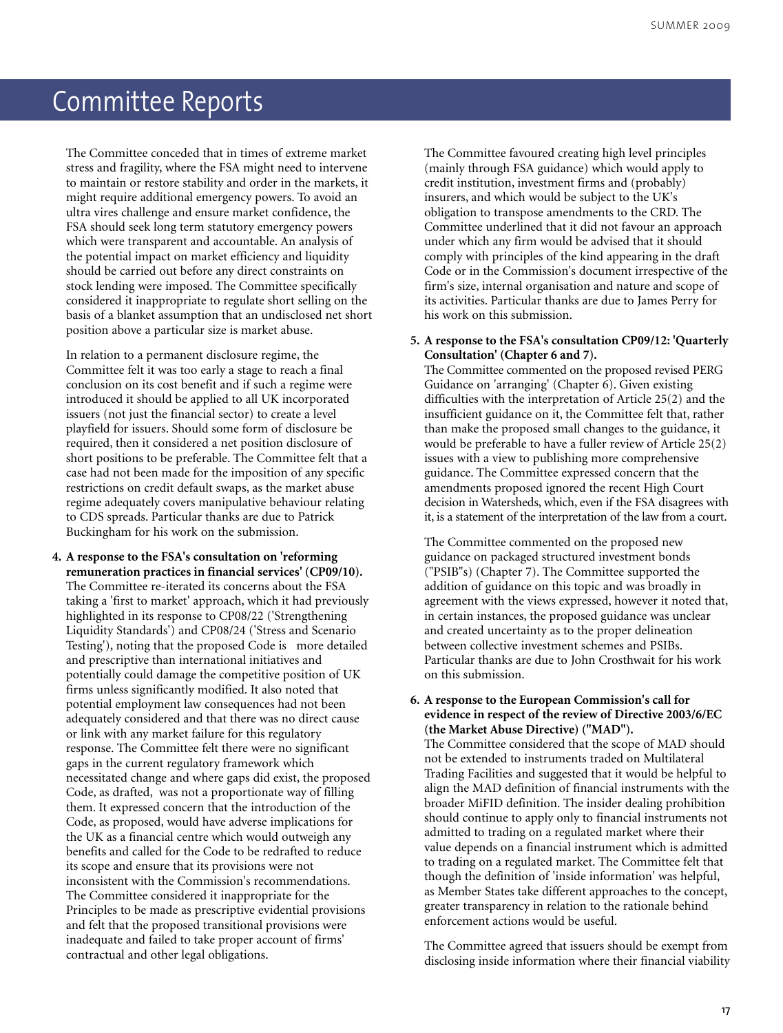# Committee Reports

The Committee conceded that in times of extreme market stress and fragility, where the FSA might need to intervene to maintain or restore stability and order in the markets, it might require additional emergency powers. To avoid an ultra vires challenge and ensure market confidence, the FSA should seek long term statutory emergency powers which were transparent and accountable. An analysis of the potential impact on market efficiency and liquidity should be carried out before any direct constraints on stock lending were imposed. The Committee specifically considered it inappropriate to regulate short selling on the basis of a blanket assumption that an undisclosed net short position above a particular size is market abuse.

In relation to a permanent disclosure regime, the Committee felt it was too early a stage to reach a final conclusion on its cost benefit and if such a regime were introduced it should be applied to all UK incorporated issuers (not just the financial sector) to create a level playfield for issuers. Should some form of disclosure be required, then it considered a net position disclosure of short positions to be preferable. The Committee felt that a case had not been made for the imposition of any specific restrictions on credit default swaps, as the market abuse regime adequately covers manipulative behaviour relating to CDS spreads. Particular thanks are due to Patrick Buckingham for his work on the submission.

4. **A response to the FSA's consultation on 'reforming remuneration practices in financial services' (CP09/10).**
   The Committee re-iterated its concerns about the FSA taking a 'first to market' approach, which it had previously highlighted in its response to CP08/22 ('Strengthening Liquidity Standards') and CP08/24 ('Stress and Scenario Testing'), noting that the proposed Code is more detailed and prescriptive than international initiatives and potentially could damage the competitive position of UK firms unless significantly modified. It also noted that potential employment law consequences had not been adequately considered and that there was no direct cause or link with any market failure for this regulatory response. The Committee felt there were no significant gaps in the current regulatory framework which necessitated change and where gaps did exist, the proposed Code, as drafted, was not a proportionate way of filling them. It expressed concern that the introduction of the Code, as proposed, would have adverse implications for the UK as a financial centre which would outweigh any benefits and called for the Code to be redrafted to reduce its scope and ensure that its provisions were not inconsistent with the Commission's recommendations. The Committee considered it inappropriate for the Principles to be made as prescriptive evidential provisions and felt that the proposed transitional provisions were inadequate and failed to take proper account of firms' contractual and other legal obligations.

   The Committee favoured creating high level principles (mainly through FSA guidance) which would apply to credit institution, investment firms and (probably) insurers, and which would be subject to the UK's obligation to transpose amendments to the CRD. The Committee underlined that it did not favour an approach under which any firm would be advised that it should comply with principles of the kind appearing in the draft Code or in the Commission's document irrespective of the firm's size, internal organisation and nature and scope of its activities. Particular thanks are due to James Perry for his work on this submission.

5. **A response to the FSA's consultation CP09/12: 'Quarterly Consultation' (Chapter 6 and 7).**
   The Committee commented on the proposed revised PERG Guidance on 'arranging' (Chapter 6). Given existing difficulties with the interpretation of Article 25(2) and the insufficient guidance on it, the Committee felt that, rather than make the proposed small changes to the guidance, it would be preferable to have a fuller review of Article 25(2) issues with a view to publishing more comprehensive guidance. The Committee expressed concern that the amendments proposed ignored the recent High Court decision in Watersheds, which, even if the FSA disagrees with it, is a statement of the interpretation of the law from a court.

   The Committee commented on the proposed new guidance on packaged structured investment bonds ("PSIB"s) (Chapter 7). The Committee supported the addition of guidance on this topic and was broadly in agreement with the views expressed, however it noted that, in certain instances, the proposed guidance was unclear and created uncertainty as to the proper delineation between collective investment schemes and PSIBs. Particular thanks are due to John Crosthwait for his work on this submission.

6. **A response to the European Commission's call for evidence in respect of the review of Directive 2003/6/EC (the Market Abuse Directive) ("MAD").**
   The Committee considered that the scope of MAD should not be extended to instruments traded on Multilateral Trading Facilities and suggested that it would be helpful to align the MAD definition of financial instruments with the broader MiFID definition. The insider dealing prohibition should continue to apply only to financial instruments not admitted to trading on a regulated market where their value depends on a financial instrument which is admitted to trading on a regulated market. The Committee felt that though the definition of 'inside information' was helpful, as Member States take different approaches to the concept, greater transparency in relation to the rationale behind enforcement actions would be useful.

   The Committee agreed that issuers should be exempt from disclosing inside information where their financial viability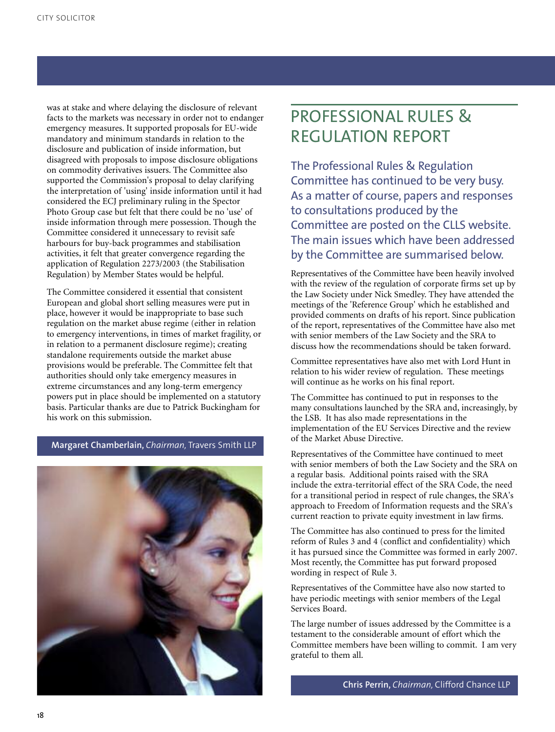was at stake and where delaying the disclosure of relevant facts to the markets was necessary in order not to endanger emergency measures. It supported proposals for EU-wide mandatory and minimum standards in relation to the disclosure and publication of inside information, but disagreed with proposals to impose disclosure obligations on commodity derivatives issuers. The Committee also supported the Commission's proposal to delay clarifying the interpretation of 'using' inside information until it had considered the ECJ preliminary ruling in the Spector Photo Group case but felt that there could be no 'use' of inside information through mere possession. Though the Committee considered it unnecessary to revisit safe harbours for buy-back programmes and stabilisation activities, it felt that greater convergence regarding the application of Regulation 2273/2003 (the Stabilisation Regulation) by Member States would be helpful.

The Committee considered it essential that consistent European and global short selling measures were put in place, however it would be inappropriate to base such regulation on the market abuse regime (either in relation to emergency interventions, in times of market fragility, or in relation to a permanent disclosure regime); creating standalone requirements outside the market abuse provisions would be preferable. The Committee felt that authorities should only take emergency measures in extreme circumstances and any long-term emergency powers put in place should be implemented on a statutory basis. Particular thanks are due to Patrick Buckingham for his work on this submission.

**Margaret Chamberlain,** *Chairman,* Travers Smith LLP

# PROFESSIONAL RULES & REGULATION REPORT

## The Professional Rules & Regulation Committee has continued to be very busy. As a matter of course, papers and responses to consultations produced by the Committee are posted on the CLLS website. The main issues which have been addressed by the Committee are summarised below.

Representatives of the Committee have been heavily involved with the review of the regulation of corporate firms set up by the Law Society under Nick Smedley. They have attended the meetings of the 'Reference Group' which he established and provided comments on drafts of his report. Since publication of the report, representatives of the Committee have also met with senior members of the Law Society and the SRA to discuss how the recommendations should be taken forward.

Committee representatives have also met with Lord Hunt in relation to his wider review of regulation. These meetings will continue as he works on his final report.

The Committee has continued to put in responses to the many consultations launched by the SRA and, increasingly, by the LSB. It has also made representations in the implementation of the EU Services Directive and the review of the Market Abuse Directive.

Representatives of the Committee have continued to meet with senior members of both the Law Society and the SRA on a regular basis. Additional points raised with the SRA include the extra-territorial effect of the SRA Code, the need for a transitional period in respect of rule changes, the SRA's approach to Freedom of Information requests and the SRA's current reaction to private equity investment in law firms.

The Committee has also continued to press for the limited reform of Rules 3 and 4 (conflict and confidentiality) which it has pursued since the Committee was formed in early 2007. Most recently, the Committee has put forward proposed wording in respect of Rule 3.

Representatives of the Committee have also now started to have periodic meetings with senior members of the Legal Services Board.

The large number of issues addressed by the Committee is a testament to the considerable amount of effort which the Committee members have been willing to commit. I am very grateful to them all.

**Chris Perrin,** *Chairman,* Clifford Chance LLP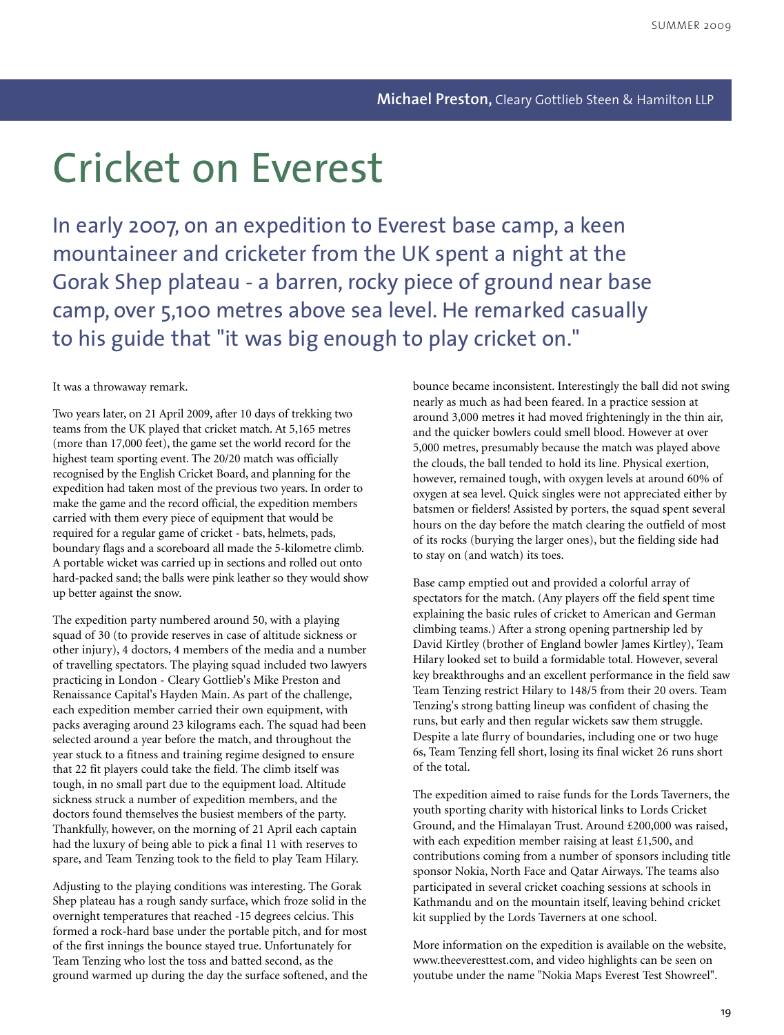**Michael Preston,** Cleary Gottlieb Steen & Hamilton LLP

# Cricket on Everest

## In early 2007, on an expedition to Everest base camp, a keen mountaineer and cricketer from the UK spent a night at the Gorak Shep plateau - a barren, rocky piece of ground near base camp, over 5,100 metres above sea level. He remarked casually to his guide that "it was big enough to play cricket on."

It was a throwaway remark.

Two years later, on 21 April 2009, after 10 days of trekking two teams from the UK played that cricket match. At 5,165 metres (more than 17,000 feet), the game set the world record for the highest team sporting event. The 20/20 match was officially recognised by the English Cricket Board, and planning for the expedition had taken most of the previous two years. In order to make the game and the record official, the expedition members carried with them every piece of equipment that would be required for a regular game of cricket - bats, helmets, pads, boundary flags and a scoreboard all made the 5-kilometre climb. A portable wicket was carried up in sections and rolled out onto hard-packed sand; the balls were pink leather so they would show up better against the snow.

The expedition party numbered around 50, with a playing squad of 30 (to provide reserves in case of altitude sickness or other injury), 4 doctors, 4 members of the media and a number of travelling spectators. The playing squad included two lawyers practicing in London - Cleary Gottlieb's Mike Preston and Renaissance Capital's Hayden Main. As part of the challenge, each expedition member carried their own equipment, with packs averaging around 23 kilograms each. The squad had been selected around a year before the match, and throughout the year stuck to a fitness and training regime designed to ensure that 22 fit players could take the field. The climb itself was tough, in no small part due to the equipment load. Altitude sickness struck a number of expedition members, and the doctors found themselves the busiest members of the party. Thankfully, however, on the morning of 21 April each captain had the luxury of being able to pick a final 11 with reserves to spare, and Team Tenzing took to the field to play Team Hilary.

Adjusting to the playing conditions was interesting. The Gorak Shep plateau has a rough sandy surface, which froze solid in the overnight temperatures that reached -15 degrees celcius. This formed a rock-hard base under the portable pitch, and for most of the first innings the bounce stayed true. Unfortunately for Team Tenzing who lost the toss and batted second, as the ground warmed up during the day the surface softened, and the bounce became inconsistent. Interestingly the ball did not swing nearly as much as had been feared. In a practice session at around 3,000 metres it had moved frighteningly in the thin air, and the quicker bowlers could smell blood. However at over 5,000 metres, presumably because the match was played above the clouds, the ball tended to hold its line. Physical exertion, however, remained tough, with oxygen levels at around 60% of oxygen at sea level. Quick singles were not appreciated either by batsmen or fielders! Assisted by porters, the squad spent several hours on the day before the match clearing the outfield of most of its rocks (burying the larger ones), but the fielding side had to stay on (and watch) its toes.

Base camp emptied out and provided a colorful array of spectators for the match. (Any players off the field spent time explaining the basic rules of cricket to American and German climbing teams.) After a strong opening partnership led by David Kirtley (brother of England bowler James Kirtley), Team Hilary looked set to build a formidable total. However, several key breakthroughs and an excellent performance in the field saw Team Tenzing restrict Hilary to 148/5 from their 20 overs. Team Tenzing's strong batting lineup was confident of chasing the runs, but early and then regular wickets saw them struggle. Despite a late flurry of boundaries, including one or two huge 6s, Team Tenzing fell short, losing its final wicket 26 runs short of the total.

The expedition aimed to raise funds for the Lords Taverners, the youth sporting charity with historical links to Lords Cricket Ground, and the Himalayan Trust. Around £200,000 was raised, with each expedition member raising at least £1,500, and contributions coming from a number of sponsors including title sponsor Nokia, North Face and Qatar Airways. The teams also participated in several cricket coaching sessions at schools in Kathmandu and on the mountain itself, leaving behind cricket kit supplied by the Lords Taverners at one school.

More information on the expedition is available on the website, www.theeveresttest.com, and video highlights can be seen on youtube under the name "Nokia Maps Everest Test Showreel".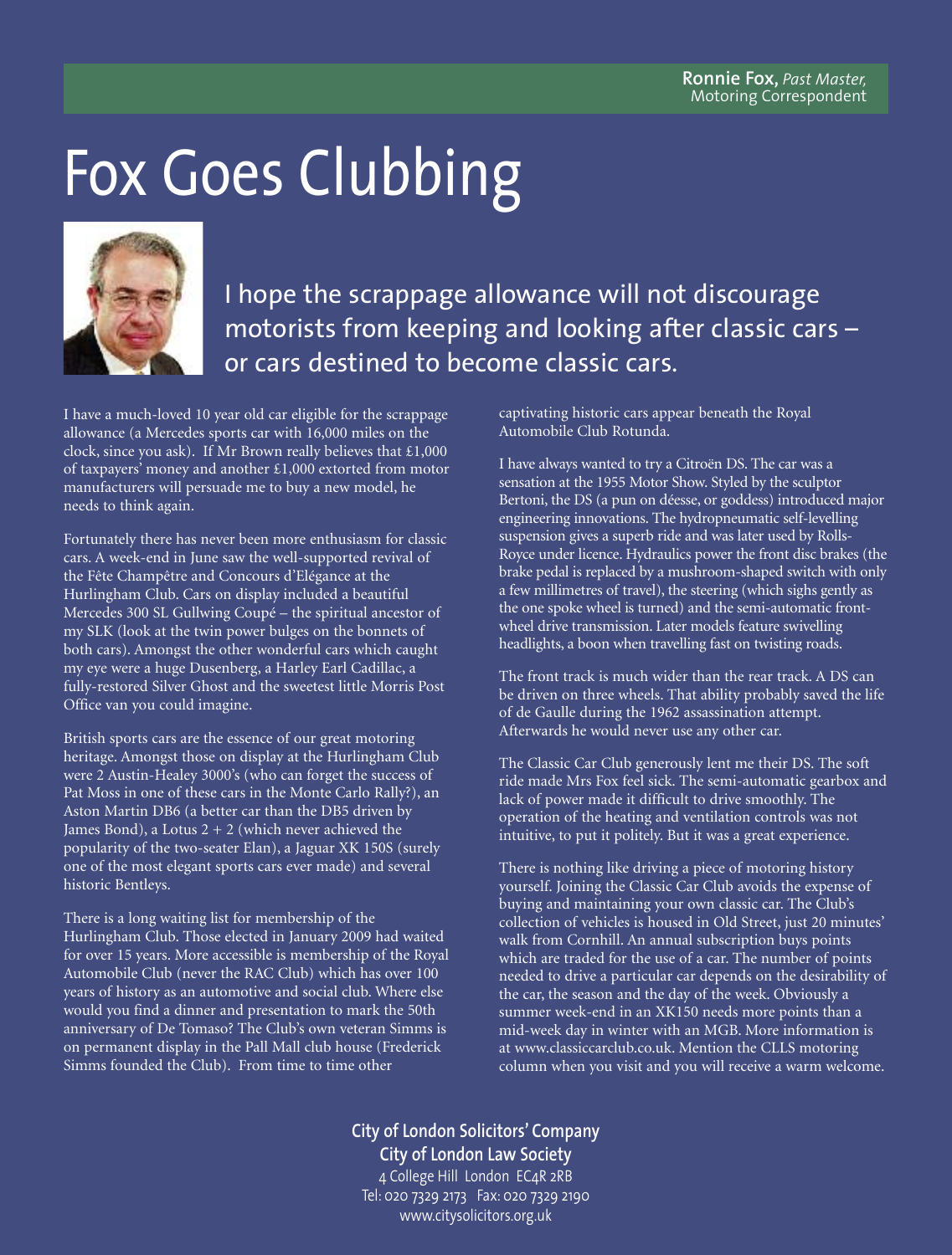**Ronnie Fox,** *Past Master,*
Motoring Correspondent

# Fox Goes Clubbing

## I hope the scrappage allowance will not discourage motorists from keeping and looking after classic cars – or cars destined to become classic cars.

I have a much-loved 10 year old car eligible for the scrappage allowance (a Mercedes sports car with 16,000 miles on the clock, since you ask). If Mr Brown really believes that £1,000 of taxpayers' money and another £1,000 extorted from motor manufacturers will persuade me to buy a new model, he needs to think again.

Fortunately there has never been more enthusiasm for classic cars. A week-end in June saw the well-supported revival of the Fête Champêtre and Concours d'Elégance at the Hurlingham Club. Cars on display included a beautiful Mercedes 300 SL Gullwing Coupé – the spiritual ancestor of my SLK (look at the twin power bulges on the bonnets of both cars). Amongst the other wonderful cars which caught my eye were a huge Dusenberg, a Harley Earl Cadillac, a fully-restored Silver Ghost and the sweetest little Morris Post Office van you could imagine.

British sports cars are the essence of our great motoring heritage. Amongst those on display at the Hurlingham Club were 2 Austin-Healey 3000's (who can forget the success of Pat Moss in one of these cars in the Monte Carlo Rally?), an Aston Martin DB6 (a better car than the DB5 driven by James Bond), a Lotus 2 + 2 (which never achieved the popularity of the two-seater Elan), a Jaguar XK 150S (surely one of the most elegant sports cars ever made) and several historic Bentleys.

There is a long waiting list for membership of the Hurlingham Club. Those elected in January 2009 had waited for over 15 years. More accessible is membership of the Royal Automobile Club (never the RAC Club) which has over 100 years of history as an automotive and social club. Where else would you find a dinner and presentation to mark the 50th anniversary of De Tomaso? The Club's own veteran Simms is on permanent display in the Pall Mall club house (Frederick Simms founded the Club). From time to time other captivating historic cars appear beneath the Royal Automobile Club Rotunda.

I have always wanted to try a Citroën DS. The car was a sensation at the 1955 Motor Show. Styled by the sculptor Bertoni, the DS (a pun on déesse, or goddess) introduced major engineering innovations. The hydropneumatic self-levelling suspension gives a superb ride and was later used by Rolls-Royce under licence. Hydraulics power the front disc brakes (the brake pedal is replaced by a mushroom-shaped switch with only a few millimetres of travel), the steering (which sighs gently as the one spoke wheel is turned) and the semi-automatic front-wheel drive transmission. Later models feature swivelling headlights, a boon when travelling fast on twisting roads.

The front track is much wider than the rear track. A DS can be driven on three wheels. That ability probably saved the life of de Gaulle during the 1962 assassination attempt. Afterwards he would never use any other car.

The Classic Car Club generously lent me their DS. The soft ride made Mrs Fox feel sick. The semi-automatic gearbox and lack of power made it difficult to drive smoothly. The operation of the heating and ventilation controls was not intuitive, to put it politely. But it was a great experience.

There is nothing like driving a piece of motoring history yourself. Joining the Classic Car Club avoids the expense of buying and maintaining your own classic car. The Club's collection of vehicles is housed in Old Street, just 20 minutes' walk from Cornhill. An annual subscription buys points which are traded for the use of a car. The number of points needed to drive a particular car depends on the desirability of the car, the season and the day of the week. Obviously a summer week-end in an XK150 needs more points than a mid-week day in winter with an MGB. More information is at www.classiccarclub.co.uk. Mention the CLLS motoring column when you visit and you will receive a warm welcome.

**City of London Solicitors' Company**
**City of London Law Society**
4 College Hill London EC4R 2RB
Tel: 020 7329 2173 Fax: 020 7329 2190
www.citysolicitors.org.uk